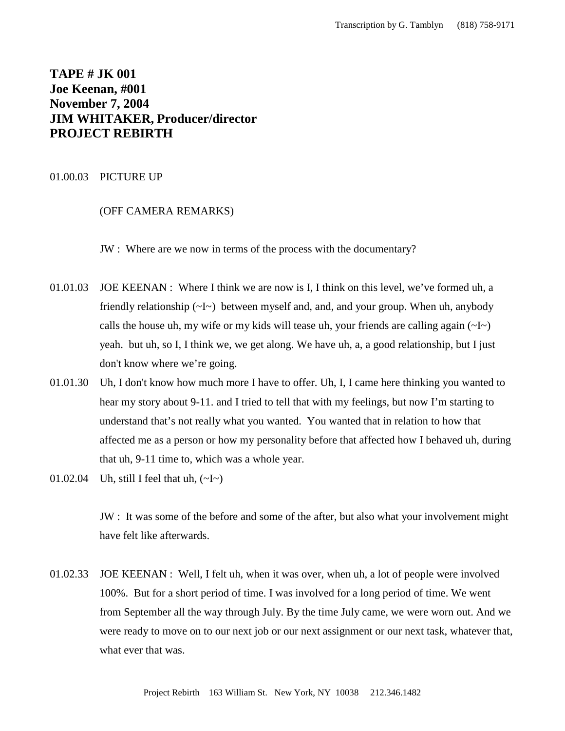**TAPE # JK 001**
**Joe Keenan, #001**
**November 7, 2004**
**JIM WHITAKER, Producer/director**
**PROJECT REBIRTH**

01.00.03 PICTURE UP

(OFF CAMERA REMARKS)

JW : Where are we now in terms of the process with the documentary?

01.01.03 JOE KEENAN : Where I think we are now is I, I think on this level, we've formed uh, a friendly relationship (~I~) between myself and, and, and your group. When uh, anybody calls the house uh, my wife or my kids will tease uh, your friends are calling again (~I~) yeah. but uh, so I, I think we, we get along. We have uh, a, a good relationship, but I just don't know where we're going.

01.01.30 Uh, I don't know how much more I have to offer. Uh, I, I came here thinking you wanted to hear my story about 9-11. and I tried to tell that with my feelings, but now I'm starting to understand that's not really what you wanted. You wanted that in relation to how that affected me as a person or how my personality before that affected how I behaved uh, during that uh, 9-11 time to, which was a whole year.

01.02.04 Uh, still I feel that uh, (~I~)

JW : It was some of the before and some of the after, but also what your involvement might have felt like afterwards.

01.02.33 JOE KEENAN : Well, I felt uh, when it was over, when uh, a lot of people were involved 100%. But for a short period of time. I was involved for a long period of time. We went from September all the way through July. By the time July came, we were worn out. And we were ready to move on to our next job or our next assignment or our next task, whatever that, what ever that was.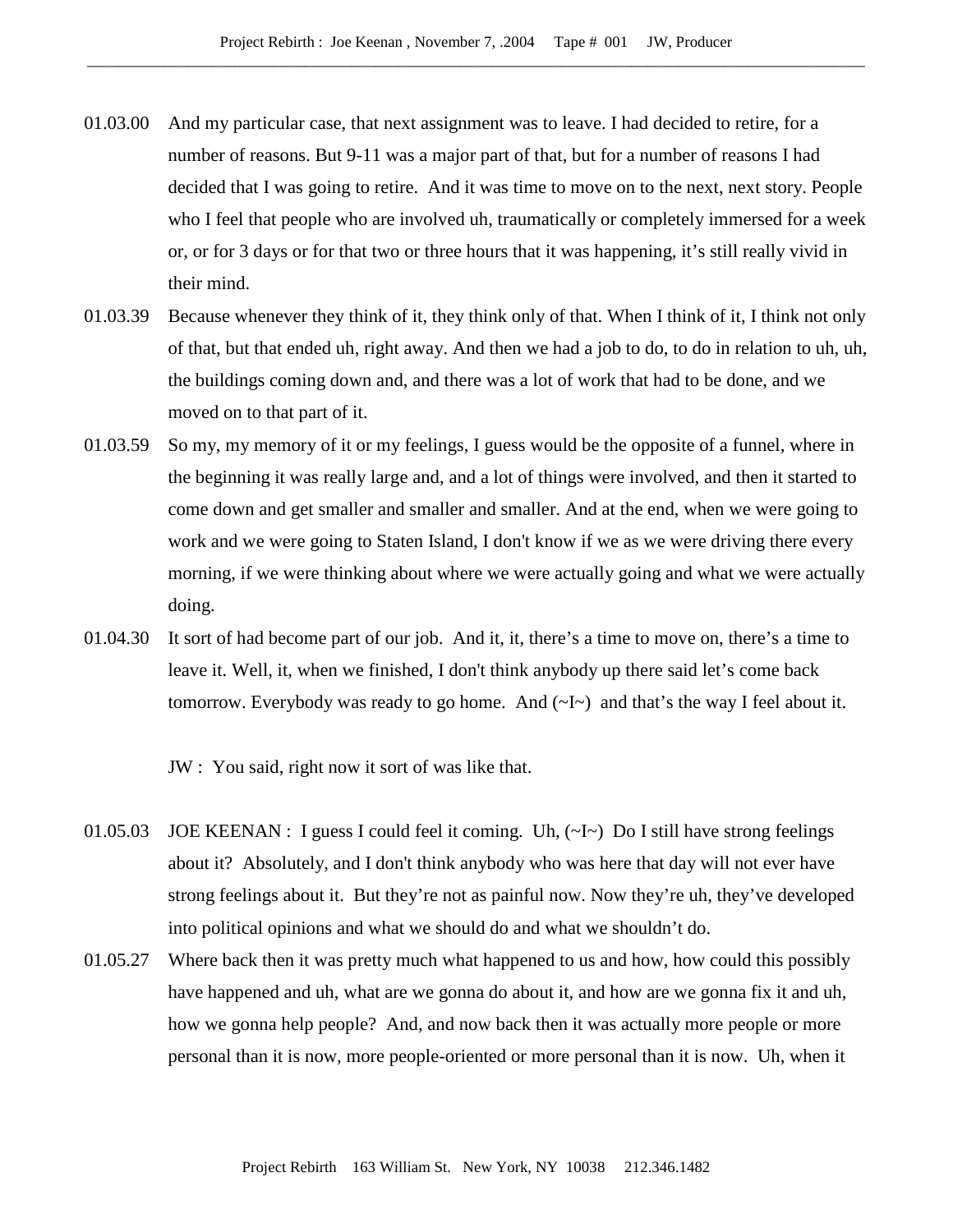01.03.00 And my particular case, that next assignment was to leave. I had decided to retire, for a number of reasons. But 9-11 was a major part of that, but for a number of reasons I had decided that I was going to retire. And it was time to move on to the next, next story. People who I feel that people who are involved uh, traumatically or completely immersed for a week or, or for 3 days or for that two or three hours that it was happening, it's still really vivid in their mind.

01.03.39 Because whenever they think of it, they think only of that. When I think of it, I think not only of that, but that ended uh, right away. And then we had a job to do, to do in relation to uh, uh, the buildings coming down and, and there was a lot of work that had to be done, and we moved on to that part of it.

01.03.59 So my, my memory of it or my feelings, I guess would be the opposite of a funnel, where in the beginning it was really large and, and a lot of things were involved, and then it started to come down and get smaller and smaller and smaller. And at the end, when we were going to work and we were going to Staten Island, I don't know if we as we were driving there every morning, if we were thinking about where we were actually going and what we were actually doing.

01.04.30 It sort of had become part of our job. And it, it, there's a time to move on, there's a time to leave it. Well, it, when we finished, I don't think anybody up there said let's come back tomorrow. Everybody was ready to go home. And (~I~) and that's the way I feel about it.

JW : You said, right now it sort of was like that.

01.05.03 JOE KEENAN : I guess I could feel it coming. Uh, (~I~) Do I still have strong feelings about it? Absolutely, and I don't think anybody who was here that day will not ever have strong feelings about it. But they're not as painful now. Now they're uh, they've developed into political opinions and what we should do and what we shouldn't do.

01.05.27 Where back then it was pretty much what happened to us and how, how could this possibly have happened and uh, what are we gonna do about it, and how are we gonna fix it and uh, how we gonna help people? And, and now back then it was actually more people or more personal than it is now, more people-oriented or more personal than it is now. Uh, when it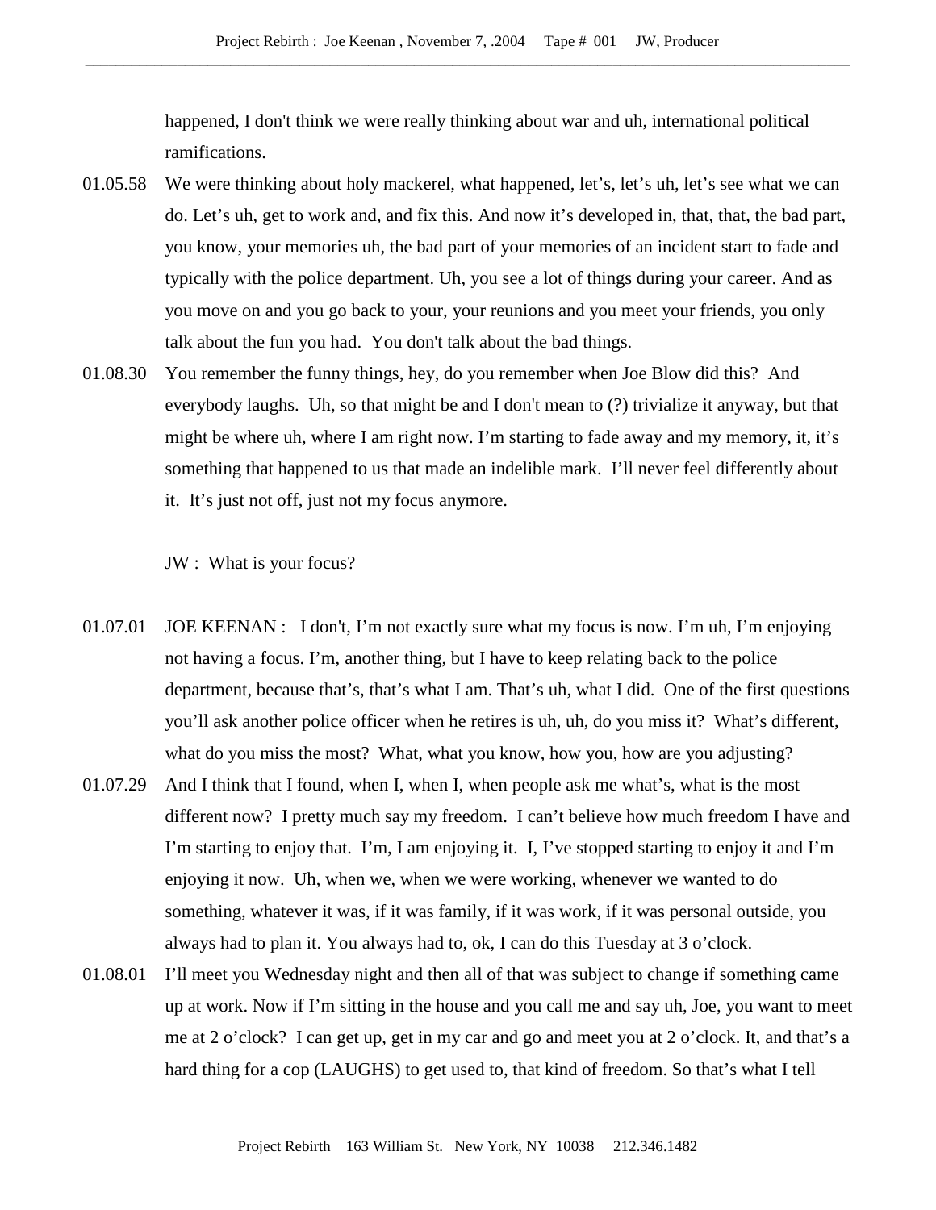happened, I don't think we were really thinking about war and uh, international political ramifications.

01.05.58 We were thinking about holy mackerel, what happened, let's, let's uh, let's see what we can do. Let's uh, get to work and, and fix this. And now it's developed in, that, that, the bad part, you know, your memories uh, the bad part of your memories of an incident start to fade and typically with the police department. Uh, you see a lot of things during your career. And as you move on and you go back to your, your reunions and you meet your friends, you only talk about the fun you had. You don't talk about the bad things.

01.08.30 You remember the funny things, hey, do you remember when Joe Blow did this? And everybody laughs. Uh, so that might be and I don't mean to (?) trivialize it anyway, but that might be where uh, where I am right now. I'm starting to fade away and my memory, it, it's something that happened to us that made an indelible mark. I'll never feel differently about it. It's just not off, just not my focus anymore.

JW : What is your focus?

01.07.01 JOE KEENAN : I don't, I'm not exactly sure what my focus is now. I'm uh, I'm enjoying not having a focus. I'm, another thing, but I have to keep relating back to the police department, because that's, that's what I am. That's uh, what I did. One of the first questions you'll ask another police officer when he retires is uh, uh, do you miss it? What's different, what do you miss the most? What, what you know, how you, how are you adjusting?

01.07.29 And I think that I found, when I, when I, when people ask me what's, what is the most different now? I pretty much say my freedom. I can't believe how much freedom I have and I'm starting to enjoy that. I'm, I am enjoying it. I, I've stopped starting to enjoy it and I'm enjoying it now. Uh, when we, when we were working, whenever we wanted to do something, whatever it was, if it was family, if it was work, if it was personal outside, you always had to plan it. You always had to, ok, I can do this Tuesday at 3 o'clock.

01.08.01 I'll meet you Wednesday night and then all of that was subject to change if something came up at work. Now if I'm sitting in the house and you call me and say uh, Joe, you want to meet me at 2 o'clock? I can get up, get in my car and go and meet you at 2 o'clock. It, and that's a hard thing for a cop (LAUGHS) to get used to, that kind of freedom. So that's what I tell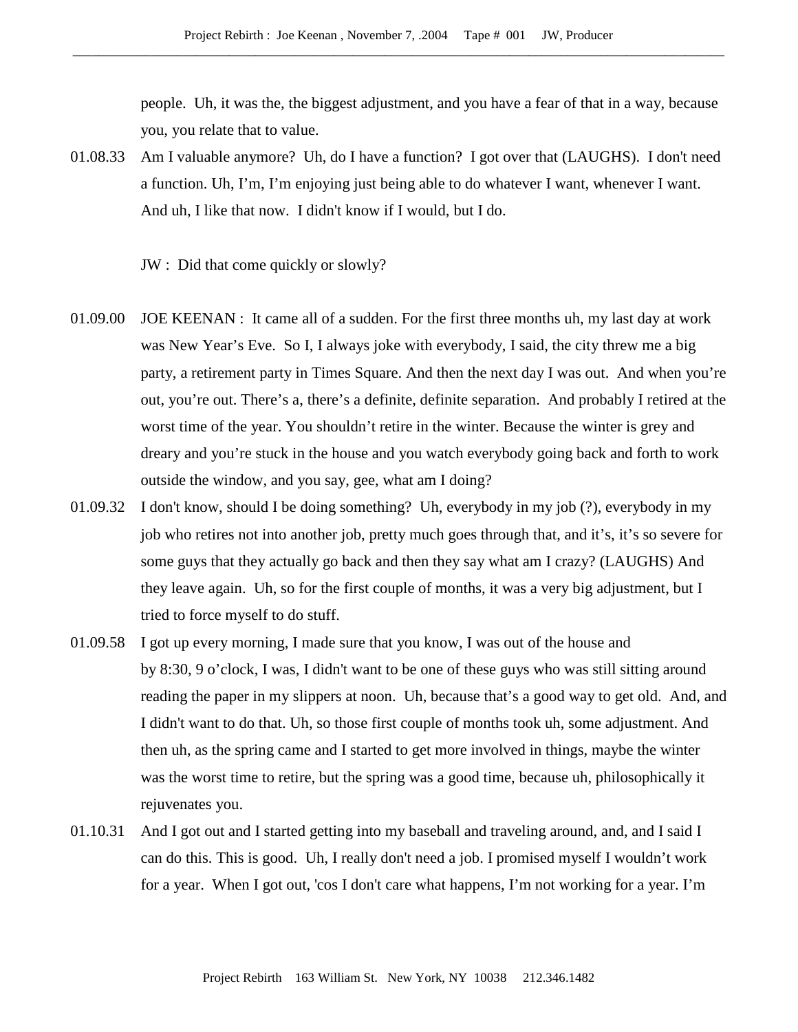people. Uh, it was the, the biggest adjustment, and you have a fear of that in a way, because you, you relate that to value.

01.08.33 Am I valuable anymore? Uh, do I have a function? I got over that (LAUGHS). I don't need a function. Uh, I'm, I'm enjoying just being able to do whatever I want, whenever I want. And uh, I like that now. I didn't know if I would, but I do.

JW : Did that come quickly or slowly?

01.09.00 JOE KEENAN : It came all of a sudden. For the first three months uh, my last day at work was New Year's Eve. So I, I always joke with everybody, I said, the city threw me a big party, a retirement party in Times Square. And then the next day I was out. And when you're out, you're out. There's a, there's a definite, definite separation. And probably I retired at the worst time of the year. You shouldn't retire in the winter. Because the winter is grey and dreary and you're stuck in the house and you watch everybody going back and forth to work outside the window, and you say, gee, what am I doing?

01.09.32 I don't know, should I be doing something? Uh, everybody in my job (?), everybody in my job who retires not into another job, pretty much goes through that, and it's, it's so severe for some guys that they actually go back and then they say what am I crazy? (LAUGHS) And they leave again. Uh, so for the first couple of months, it was a very big adjustment, but I tried to force myself to do stuff.

01.09.58 I got up every morning, I made sure that you know, I was out of the house and by 8:30, 9 o'clock, I was, I didn't want to be one of these guys who was still sitting around reading the paper in my slippers at noon. Uh, because that's a good way to get old. And, and I didn't want to do that. Uh, so those first couple of months took uh, some adjustment. And then uh, as the spring came and I started to get more involved in things, maybe the winter was the worst time to retire, but the spring was a good time, because uh, philosophically it rejuvenates you.

01.10.31 And I got out and I started getting into my baseball and traveling around, and, and I said I can do this. This is good. Uh, I really don't need a job. I promised myself I wouldn't work for a year. When I got out, 'cos I don't care what happens, I'm not working for a year. I'm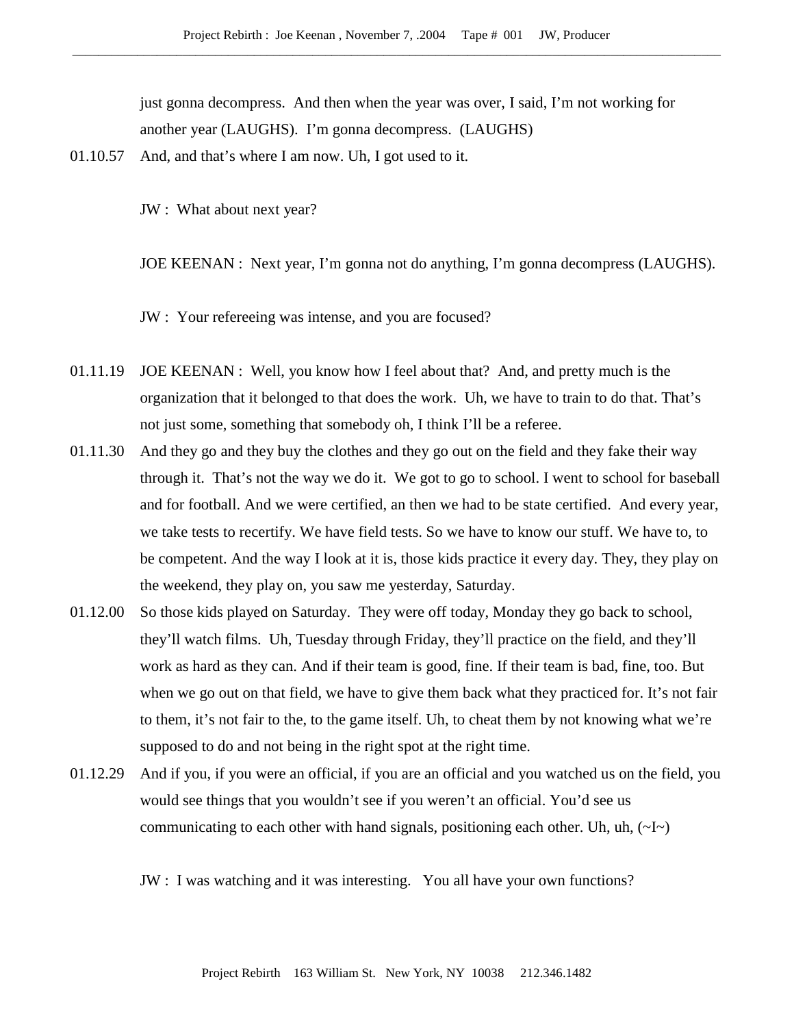just gonna decompress. And then when the year was over, I said, I'm not working for another year (LAUGHS). I'm gonna decompress. (LAUGHS)

01.10.57 And, and that's where I am now. Uh, I got used to it.

JW : What about next year?

JOE KEENAN : Next year, I'm gonna not do anything, I'm gonna decompress (LAUGHS).

JW : Your refereeing was intense, and you are focused?

01.11.19 JOE KEENAN : Well, you know how I feel about that? And, and pretty much is the organization that it belonged to that does the work. Uh, we have to train to do that. That's not just some, something that somebody oh, I think I'll be a referee.

01.11.30 And they go and they buy the clothes and they go out on the field and they fake their way through it. That's not the way we do it. We got to go to school. I went to school for baseball and for football. And we were certified, an then we had to be state certified. And every year, we take tests to recertify. We have field tests. So we have to know our stuff. We have to, to be competent. And the way I look at it is, those kids practice it every day. They, they play on the weekend, they play on, you saw me yesterday, Saturday.

01.12.00 So those kids played on Saturday. They were off today, Monday they go back to school, they'll watch films. Uh, Tuesday through Friday, they'll practice on the field, and they'll work as hard as they can. And if their team is good, fine. If their team is bad, fine, too. But when we go out on that field, we have to give them back what they practiced for. It's not fair to them, it's not fair to the, to the game itself. Uh, to cheat them by not knowing what we're supposed to do and not being in the right spot at the right time.

01.12.29 And if you, if you were an official, if you are an official and you watched us on the field, you would see things that you wouldn't see if you weren't an official. You'd see us communicating to each other with hand signals, positioning each other. Uh, uh, (~I~)

JW : I was watching and it was interesting. You all have your own functions?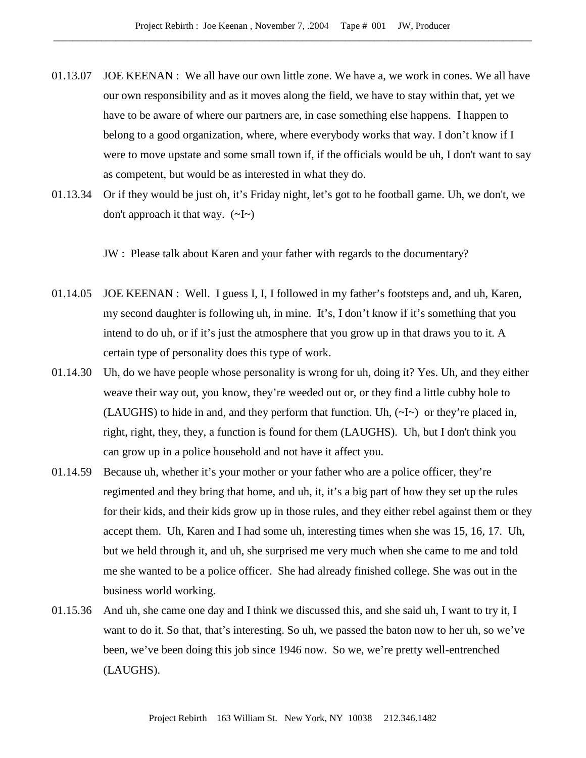01.13.07 JOE KEENAN : We all have our own little zone. We have a, we work in cones. We all have our own responsibility and as it moves along the field, we have to stay within that, yet we have to be aware of where our partners are, in case something else happens. I happen to belong to a good organization, where, where everybody works that way. I don't know if I were to move upstate and some small town if, if the officials would be uh, I don't want to say as competent, but would be as interested in what they do.

01.13.34 Or if they would be just oh, it's Friday night, let's got to he football game. Uh, we don't, we don't approach it that way. (~I~)

JW : Please talk about Karen and your father with regards to the documentary?

01.14.05 JOE KEENAN : Well. I guess I, I, I followed in my father's footsteps and, and uh, Karen, my second daughter is following uh, in mine. It's, I don't know if it's something that you intend to do uh, or if it's just the atmosphere that you grow up in that draws you to it. A certain type of personality does this type of work.

01.14.30 Uh, do we have people whose personality is wrong for uh, doing it? Yes. Uh, and they either weave their way out, you know, they're weeded out or, or they find a little cubby hole to (LAUGHS) to hide in and, and they perform that function. Uh, (~I~) or they're placed in, right, right, they, they, a function is found for them (LAUGHS). Uh, but I don't think you can grow up in a police household and not have it affect you.

01.14.59 Because uh, whether it's your mother or your father who are a police officer, they're regimented and they bring that home, and uh, it, it's a big part of how they set up the rules for their kids, and their kids grow up in those rules, and they either rebel against them or they accept them. Uh, Karen and I had some uh, interesting times when she was 15, 16, 17. Uh, but we held through it, and uh, she surprised me very much when she came to me and told me she wanted to be a police officer. She had already finished college. She was out in the business world working.

01.15.36 And uh, she came one day and I think we discussed this, and she said uh, I want to try it, I want to do it. So that, that's interesting. So uh, we passed the baton now to her uh, so we've been, we've been doing this job since 1946 now. So we, we're pretty well-entrenched (LAUGHS).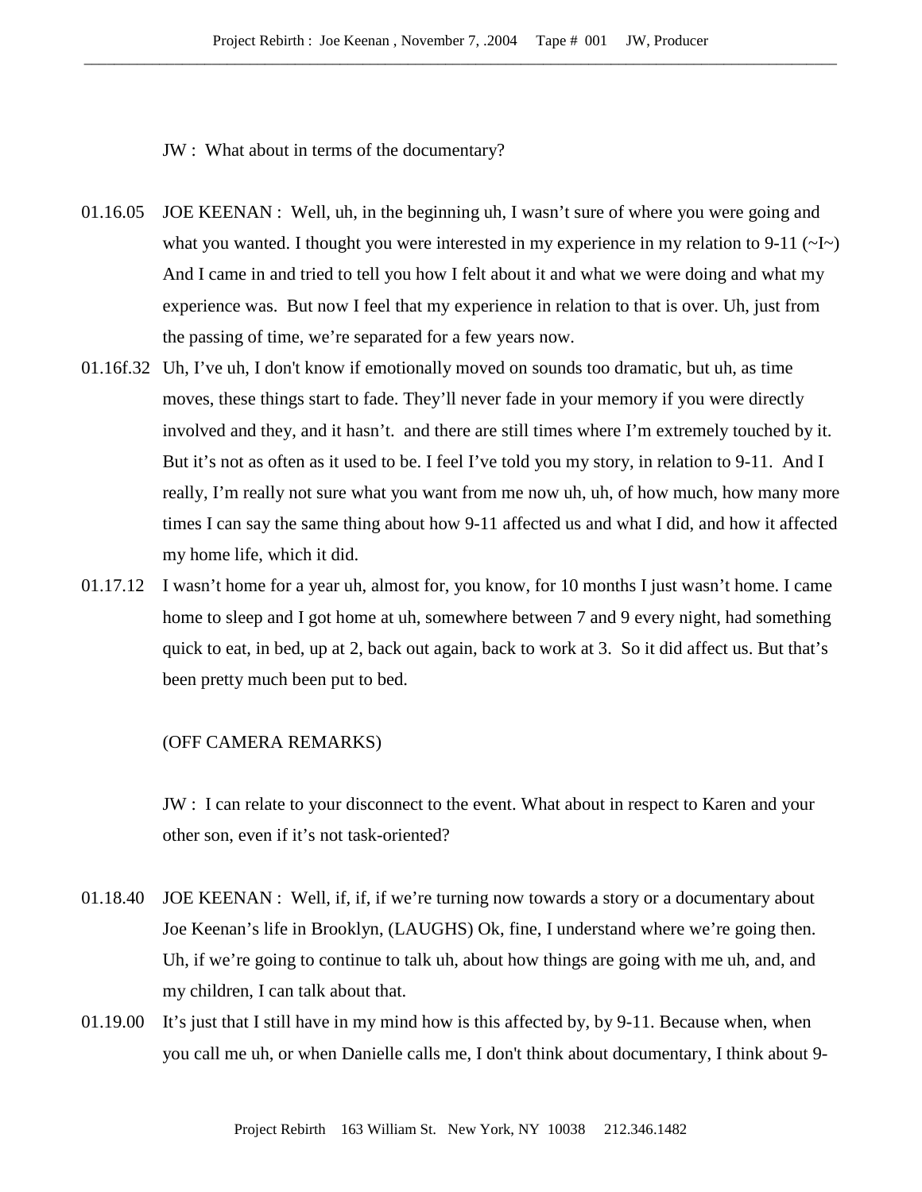JW : What about in terms of the documentary?

01.16.05 JOE KEENAN : Well, uh, in the beginning uh, I wasn't sure of where you were going and what you wanted. I thought you were interested in my experience in my relation to 9-11 (~I~) And I came in and tried to tell you how I felt about it and what we were doing and what my experience was. But now I feel that my experience in relation to that is over. Uh, just from the passing of time, we're separated for a few years now.

01.16f.32 Uh, I've uh, I don't know if emotionally moved on sounds too dramatic, but uh, as time moves, these things start to fade. They'll never fade in your memory if you were directly involved and they, and it hasn't. and there are still times where I'm extremely touched by it. But it's not as often as it used to be. I feel I've told you my story, in relation to 9-11. And I really, I'm really not sure what you want from me now uh, uh, of how much, how many more times I can say the same thing about how 9-11 affected us and what I did, and how it affected my home life, which it did.

01.17.12 I wasn't home for a year uh, almost for, you know, for 10 months I just wasn't home. I came home to sleep and I got home at uh, somewhere between 7 and 9 every night, had something quick to eat, in bed, up at 2, back out again, back to work at 3. So it did affect us. But that's been pretty much been put to bed.

(OFF CAMERA REMARKS)

JW : I can relate to your disconnect to the event. What about in respect to Karen and your other son, even if it's not task-oriented?

01.18.40 JOE KEENAN : Well, if, if, if we're turning now towards a story or a documentary about Joe Keenan's life in Brooklyn, (LAUGHS) Ok, fine, I understand where we're going then. Uh, if we're going to continue to talk uh, about how things are going with me uh, and, and my children, I can talk about that.

01.19.00 It's just that I still have in my mind how is this affected by, by 9-11. Because when, when you call me uh, or when Danielle calls me, I don't think about documentary, I think about 9-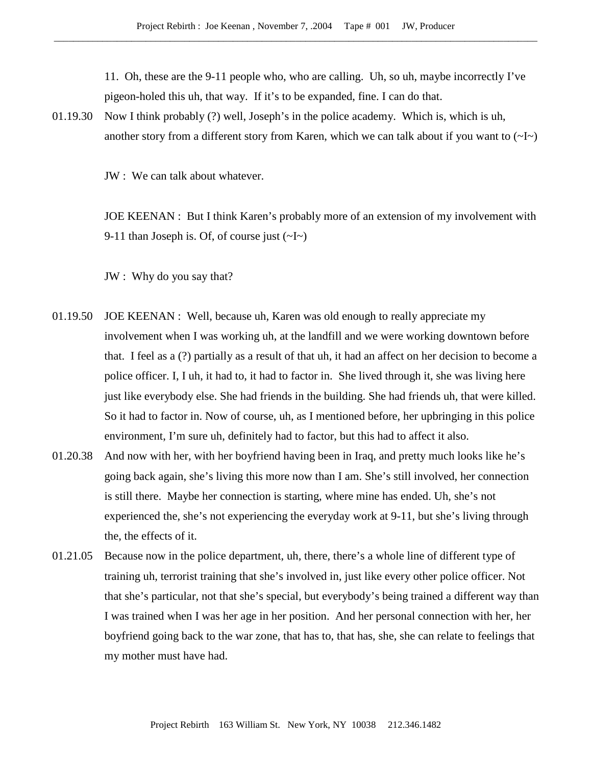11. Oh, these are the 9-11 people who, who are calling. Uh, so uh, maybe incorrectly I've pigeon-holed this uh, that way. If it's to be expanded, fine. I can do that.

01.19.30 Now I think probably (?) well, Joseph's in the police academy. Which is, which is uh, another story from a different story from Karen, which we can talk about if you want to (~I~)

JW : We can talk about whatever.

JOE KEENAN : But I think Karen's probably more of an extension of my involvement with 9-11 than Joseph is. Of, of course just (~I~)

JW : Why do you say that?

01.19.50 JOE KEENAN : Well, because uh, Karen was old enough to really appreciate my involvement when I was working uh, at the landfill and we were working downtown before that. I feel as a (?) partially as a result of that uh, it had an affect on her decision to become a police officer. I, I uh, it had to, it had to factor in. She lived through it, she was living here just like everybody else. She had friends in the building. She had friends uh, that were killed. So it had to factor in. Now of course, uh, as I mentioned before, her upbringing in this police environment, I'm sure uh, definitely had to factor, but this had to affect it also.

01.20.38 And now with her, with her boyfriend having been in Iraq, and pretty much looks like he's going back again, she's living this more now than I am. She's still involved, her connection is still there. Maybe her connection is starting, where mine has ended. Uh, she's not experienced the, she's not experiencing the everyday work at 9-11, but she's living through the, the effects of it.

01.21.05 Because now in the police department, uh, there, there's a whole line of different type of training uh, terrorist training that she's involved in, just like every other police officer. Not that she's particular, not that she's special, but everybody's being trained a different way than I was trained when I was her age in her position. And her personal connection with her, her boyfriend going back to the war zone, that has to, that has, she, she can relate to feelings that my mother must have had.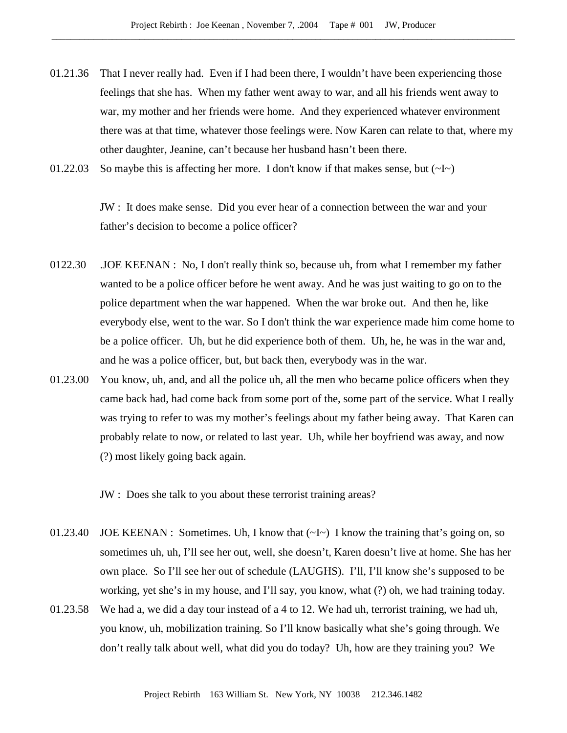01.21.36 That I never really had. Even if I had been there, I wouldn't have been experiencing those feelings that she has. When my father went away to war, and all his friends went away to war, my mother and her friends were home. And they experienced whatever environment there was at that time, whatever those feelings were. Now Karen can relate to that, where my other daughter, Jeanine, can't because her husband hasn't been there.

01.22.03 So maybe this is affecting her more. I don't know if that makes sense, but (~I~)

JW : It does make sense. Did you ever hear of a connection between the war and your father's decision to become a police officer?

0122.30 .JOE KEENAN : No, I don't really think so, because uh, from what I remember my father wanted to be a police officer before he went away. And he was just waiting to go on to the police department when the war happened. When the war broke out. And then he, like everybody else, went to the war. So I don't think the war experience made him come home to be a police officer. Uh, but he did experience both of them. Uh, he, he was in the war and, and he was a police officer, but, but back then, everybody was in the war.

01.23.00 You know, uh, and, and all the police uh, all the men who became police officers when they came back had, had come back from some port of the, some part of the service. What I really was trying to refer to was my mother's feelings about my father being away. That Karen can probably relate to now, or related to last year. Uh, while her boyfriend was away, and now (?) most likely going back again.

JW : Does she talk to you about these terrorist training areas?

01.23.40 JOE KEENAN : Sometimes. Uh, I know that (~I~) I know the training that's going on, so sometimes uh, uh, I'll see her out, well, she doesn't, Karen doesn't live at home. She has her own place. So I'll see her out of schedule (LAUGHS). I'll, I'll know she's supposed to be working, yet she's in my house, and I'll say, you know, what (?) oh, we had training today.

01.23.58 We had a, we did a day tour instead of a 4 to 12. We had uh, terrorist training, we had uh, you know, uh, mobilization training. So I'll know basically what she's going through. We don't really talk about well, what did you do today? Uh, how are they training you? We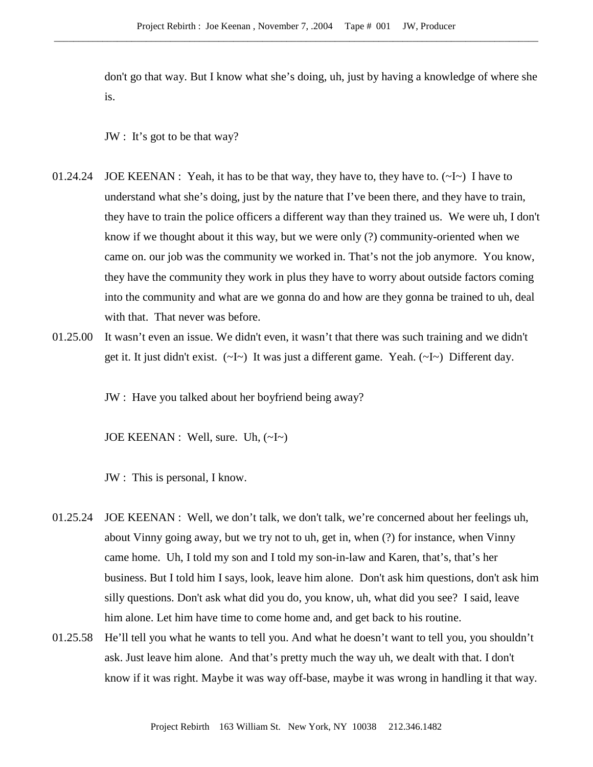don't go that way. But I know what she's doing, uh, just by having a knowledge of where she is.

JW : It's got to be that way?

01.24.24 JOE KEENAN : Yeah, it has to be that way, they have to, they have to. (~I~) I have to understand what she's doing, just by the nature that I've been there, and they have to train, they have to train the police officers a different way than they trained us. We were uh, I don't know if we thought about it this way, but we were only (?) community-oriented when we came on. our job was the community we worked in. That's not the job anymore. You know, they have the community they work in plus they have to worry about outside factors coming into the community and what are we gonna do and how are they gonna be trained to uh, deal with that. That never was before.

01.25.00 It wasn't even an issue. We didn't even, it wasn't that there was such training and we didn't get it. It just didn't exist. (~I~) It was just a different game. Yeah. (~I~) Different day.

JW : Have you talked about her boyfriend being away?

JOE KEENAN : Well, sure. Uh, (~I~)

JW : This is personal, I know.

01.25.24 JOE KEENAN : Well, we don't talk, we don't talk, we're concerned about her feelings uh, about Vinny going away, but we try not to uh, get in, when (?) for instance, when Vinny came home. Uh, I told my son and I told my son-in-law and Karen, that's, that's her business. But I told him I says, look, leave him alone. Don't ask him questions, don't ask him silly questions. Don't ask what did you do, you know, uh, what did you see? I said, leave him alone. Let him have time to come home and, and get back to his routine.

01.25.58 He'll tell you what he wants to tell you. And what he doesn't want to tell you, you shouldn't ask. Just leave him alone. And that's pretty much the way uh, we dealt with that. I don't know if it was right. Maybe it was way off-base, maybe it was wrong in handling it that way.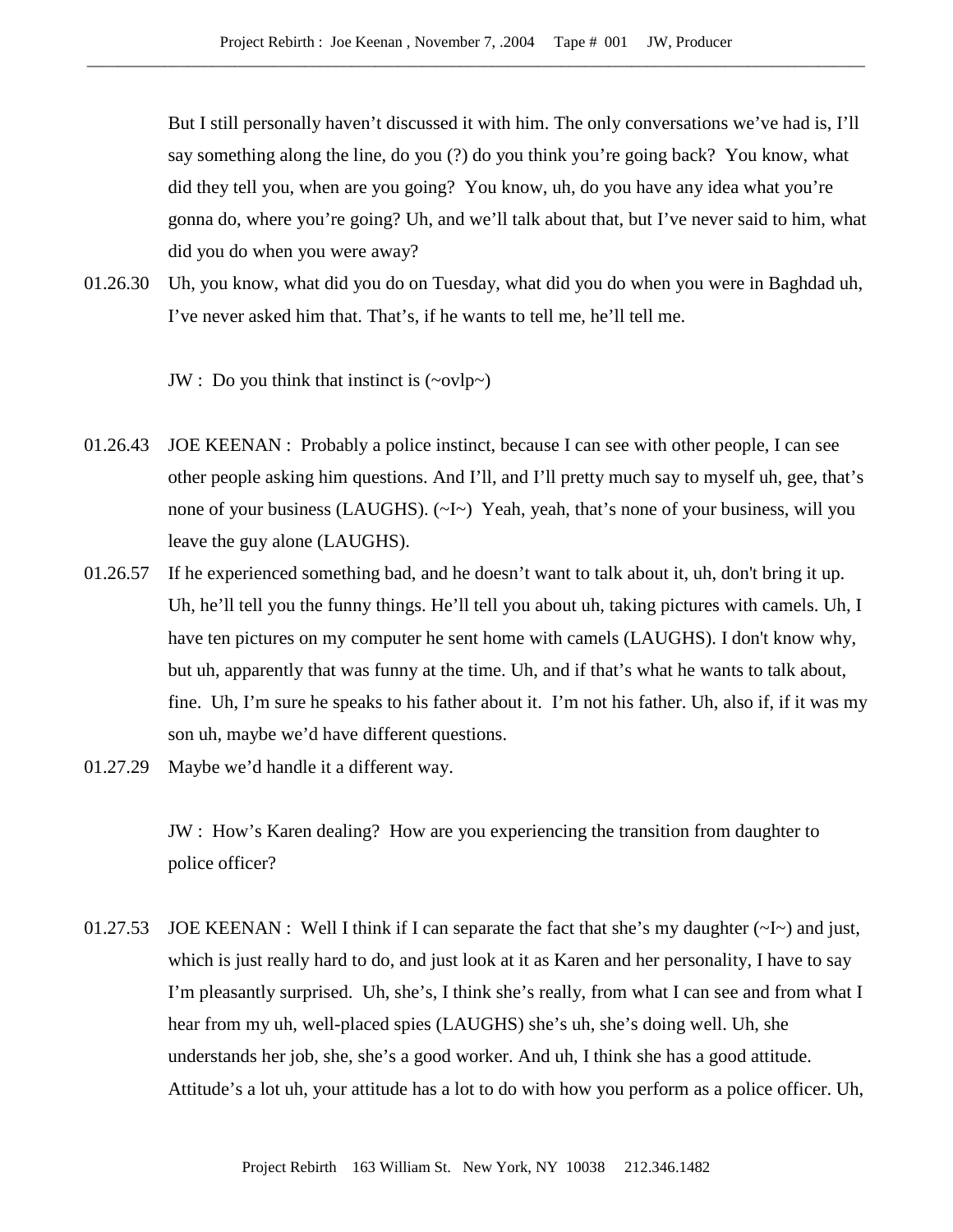But I still personally haven't discussed it with him. The only conversations we've had is, I'll say something along the line, do you (?) do you think you're going back? You know, what did they tell you, when are you going? You know, uh, do you have any idea what you're gonna do, where you're going? Uh, and we'll talk about that, but I've never said to him, what did you do when you were away?

01.26.30 Uh, you know, what did you do on Tuesday, what did you do when you were in Baghdad uh, I've never asked him that. That's, if he wants to tell me, he'll tell me.

JW : Do you think that instinct is (~ovlp~)

01.26.43 JOE KEENAN : Probably a police instinct, because I can see with other people, I can see other people asking him questions. And I'll, and I'll pretty much say to myself uh, gee, that's none of your business (LAUGHS). (~I~) Yeah, yeah, that's none of your business, will you leave the guy alone (LAUGHS).

01.26.57 If he experienced something bad, and he doesn't want to talk about it, uh, don't bring it up. Uh, he'll tell you the funny things. He'll tell you about uh, taking pictures with camels. Uh, I have ten pictures on my computer he sent home with camels (LAUGHS). I don't know why, but uh, apparently that was funny at the time. Uh, and if that's what he wants to talk about, fine. Uh, I'm sure he speaks to his father about it. I'm not his father. Uh, also if, if it was my son uh, maybe we'd have different questions.

01.27.29 Maybe we'd handle it a different way.

JW : How's Karen dealing? How are you experiencing the transition from daughter to police officer?

01.27.53 JOE KEENAN : Well I think if I can separate the fact that she's my daughter (~I~) and just, which is just really hard to do, and just look at it as Karen and her personality, I have to say I'm pleasantly surprised. Uh, she's, I think she's really, from what I can see and from what I hear from my uh, well-placed spies (LAUGHS) she's uh, she's doing well. Uh, she understands her job, she, she's a good worker. And uh, I think she has a good attitude. Attitude's a lot uh, your attitude has a lot to do with how you perform as a police officer. Uh,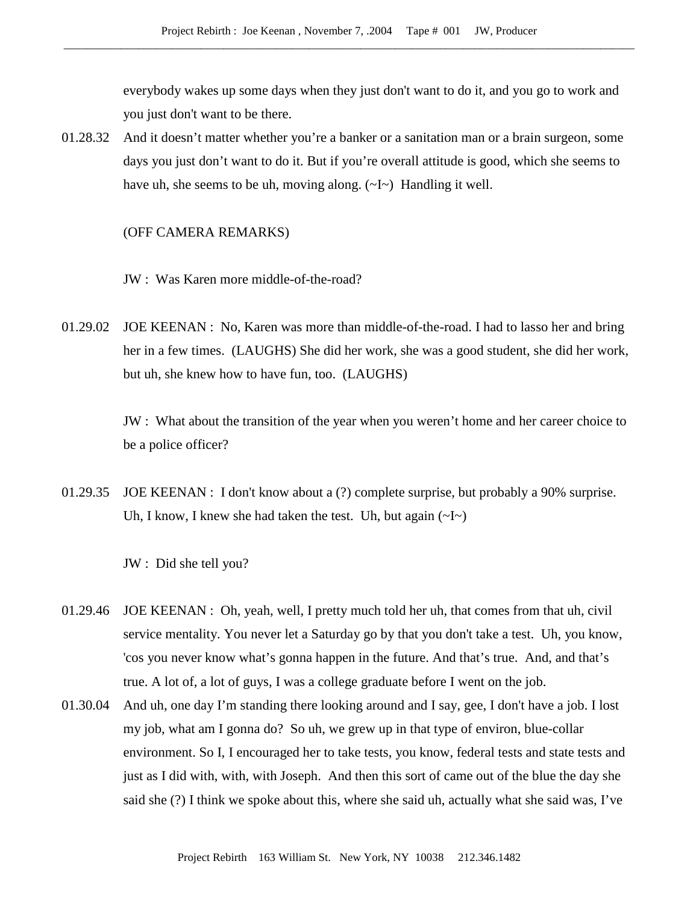everybody wakes up some days when they just don't want to do it, and you go to work and you just don't want to be there.

01.28.32 And it doesn’t matter whether you’re a banker or a sanitation man or a brain surgeon, some days you just don’t want to do it. But if you’re overall attitude is good, which she seems to have uh, she seems to be uh, moving along. (~I~) Handling it well.

(OFF CAMERA REMARKS)

JW : Was Karen more middle-of-the-road?

01.29.02 JOE KEENAN : No, Karen was more than middle-of-the-road. I had to lasso her and bring her in a few times. (LAUGHS) She did her work, she was a good student, she did her work, but uh, she knew how to have fun, too. (LAUGHS)

JW : What about the transition of the year when you weren’t home and her career choice to be a police officer?

01.29.35 JOE KEENAN : I don't know about a (?) complete surprise, but probably a 90% surprise. Uh, I know, I knew she had taken the test. Uh, but again (~I~)

JW : Did she tell you?

01.29.46 JOE KEENAN : Oh, yeah, well, I pretty much told her uh, that comes from that uh, civil service mentality. You never let a Saturday go by that you don't take a test. Uh, you know, 'cos you never know what’s gonna happen in the future. And that’s true. And, and that’s true. A lot of, a lot of guys, I was a college graduate before I went on the job.

01.30.04 And uh, one day I’m standing there looking around and I say, gee, I don't have a job. I lost my job, what am I gonna do? So uh, we grew up in that type of environ, blue-collar environment. So I, I encouraged her to take tests, you know, federal tests and state tests and just as I did with, with, with Joseph. And then this sort of came out of the blue the day she said she (?) I think we spoke about this, where she said uh, actually what she said was, I’ve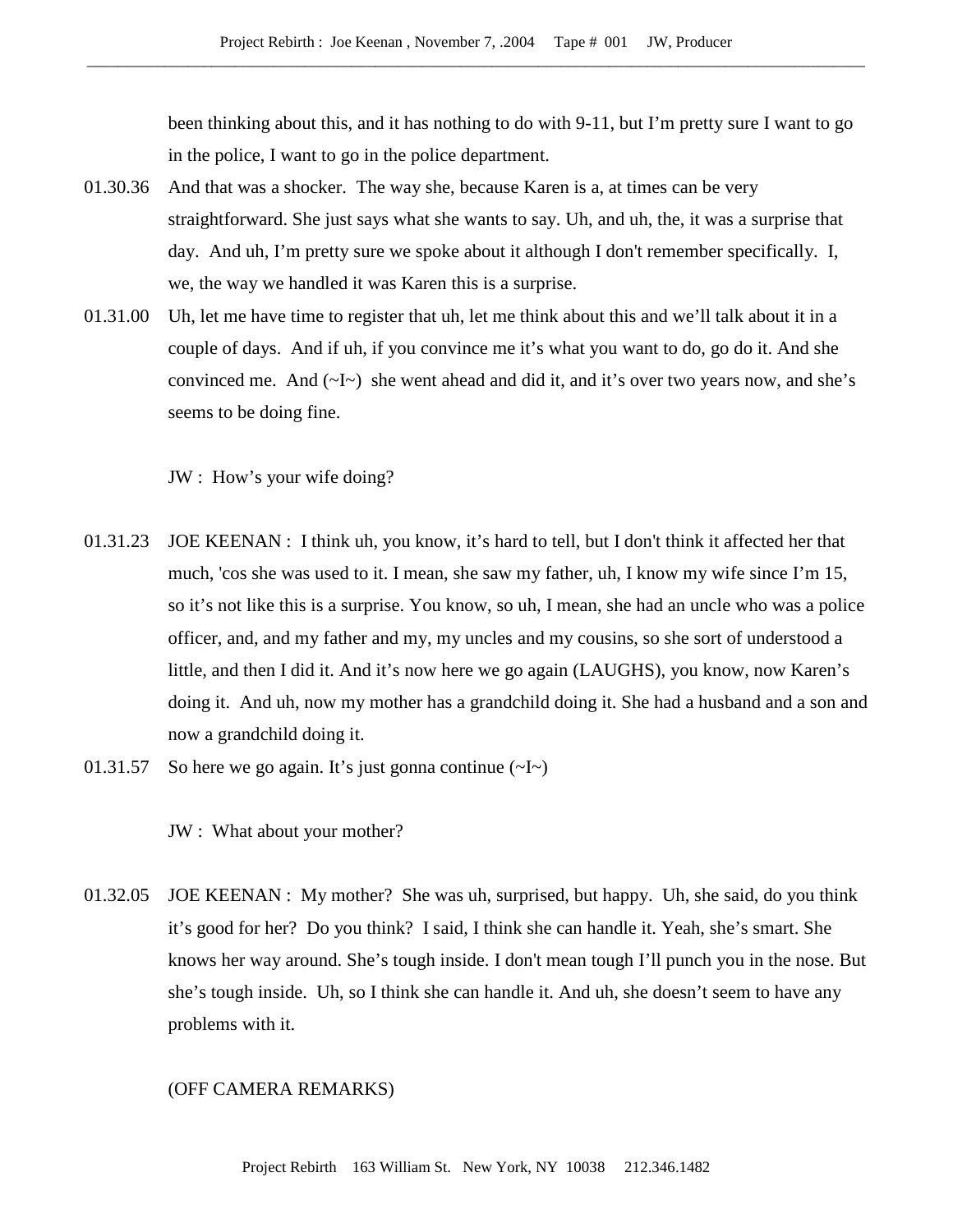been thinking about this, and it has nothing to do with 9-11, but I'm pretty sure I want to go in the police, I want to go in the police department.

01.30.36 And that was a shocker. The way she, because Karen is a, at times can be very straightforward. She just says what she wants to say. Uh, and uh, the, it was a surprise that day. And uh, I'm pretty sure we spoke about it although I don't remember specifically. I, we, the way we handled it was Karen this is a surprise.

01.31.00 Uh, let me have time to register that uh, let me think about this and we'll talk about it in a couple of days. And if uh, if you convince me it's what you want to do, go do it. And she convinced me. And (~I~) she went ahead and did it, and it's over two years now, and she's seems to be doing fine.

JW : How's your wife doing?

01.31.23 JOE KEENAN : I think uh, you know, it's hard to tell, but I don't think it affected her that much, 'cos she was used to it. I mean, she saw my father, uh, I know my wife since I'm 15, so it's not like this is a surprise. You know, so uh, I mean, she had an uncle who was a police officer, and, and my father and my, my uncles and my cousins, so she sort of understood a little, and then I did it. And it's now here we go again (LAUGHS), you know, now Karen's doing it. And uh, now my mother has a grandchild doing it. She had a husband and a son and now a grandchild doing it.

01.31.57 So here we go again. It's just gonna continue (~I~)

JW : What about your mother?

01.32.05 JOE KEENAN : My mother? She was uh, surprised, but happy. Uh, she said, do you think it's good for her? Do you think? I said, I think she can handle it. Yeah, she's smart. She knows her way around. She's tough inside. I don't mean tough I'll punch you in the nose. But she's tough inside. Uh, so I think she can handle it. And uh, she doesn't seem to have any problems with it.

(OFF CAMERA REMARKS)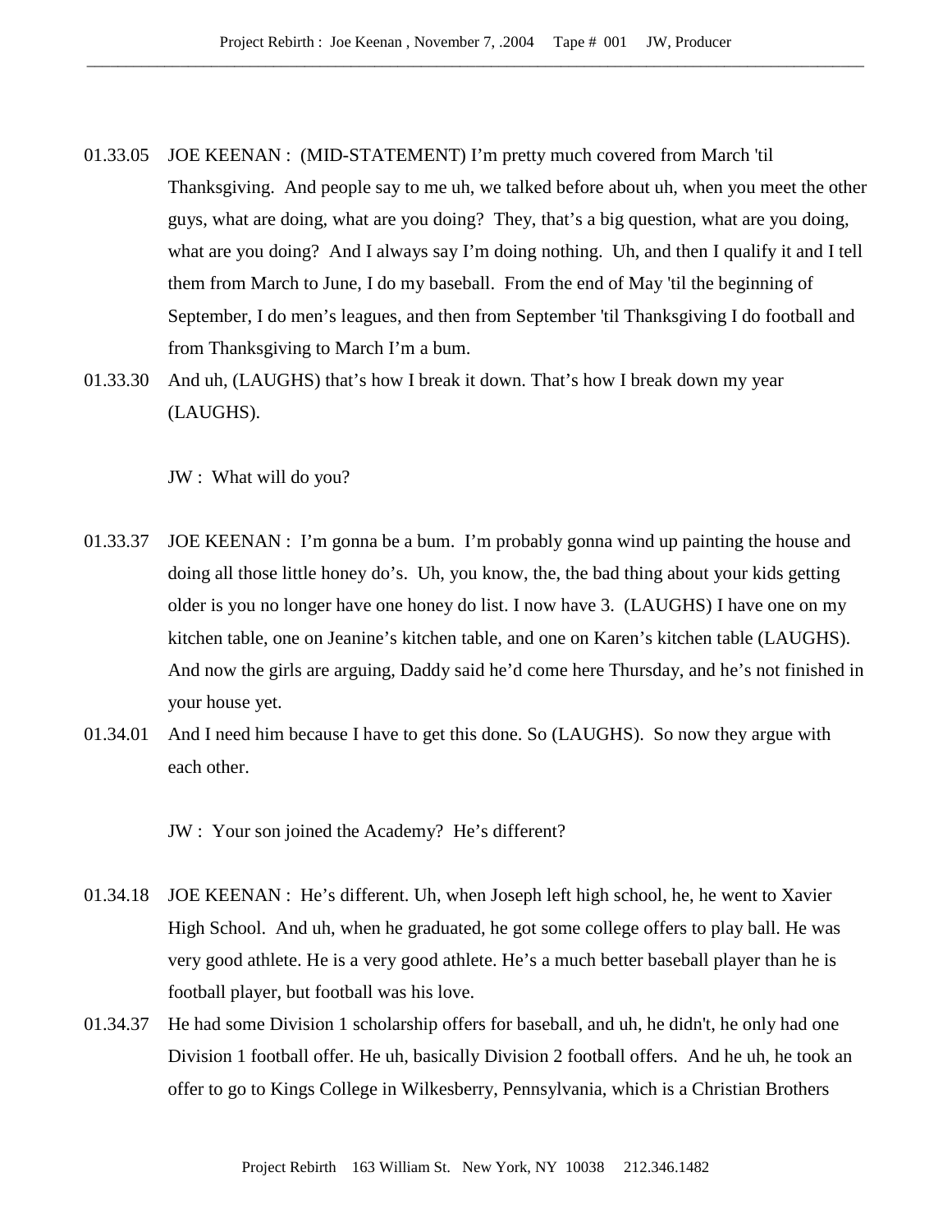01.33.05 JOE KEENAN : (MID-STATEMENT) I'm pretty much covered from March 'til Thanksgiving. And people say to me uh, we talked before about uh, when you meet the other guys, what are doing, what are you doing? They, that's a big question, what are you doing, what are you doing? And I always say I'm doing nothing. Uh, and then I qualify it and I tell them from March to June, I do my baseball. From the end of May 'til the beginning of September, I do men's leagues, and then from September 'til Thanksgiving I do football and from Thanksgiving to March I'm a bum.

01.33.30 And uh, (LAUGHS) that's how I break it down. That's how I break down my year (LAUGHS).

JW : What will do you?

01.33.37 JOE KEENAN : I'm gonna be a bum. I'm probably gonna wind up painting the house and doing all those little honey do's. Uh, you know, the, the bad thing about your kids getting older is you no longer have one honey do list. I now have 3. (LAUGHS) I have one on my kitchen table, one on Jeanine's kitchen table, and one on Karen's kitchen table (LAUGHS). And now the girls are arguing, Daddy said he'd come here Thursday, and he's not finished in your house yet.

01.34.01 And I need him because I have to get this done. So (LAUGHS). So now they argue with each other.

JW : Your son joined the Academy? He's different?

01.34.18 JOE KEENAN : He's different. Uh, when Joseph left high school, he, he went to Xavier High School. And uh, when he graduated, he got some college offers to play ball. He was very good athlete. He is a very good athlete. He's a much better baseball player than he is football player, but football was his love.

01.34.37 He had some Division 1 scholarship offers for baseball, and uh, he didn't, he only had one Division 1 football offer. He uh, basically Division 2 football offers. And he uh, he took an offer to go to Kings College in Wilkesberry, Pennsylvania, which is a Christian Brothers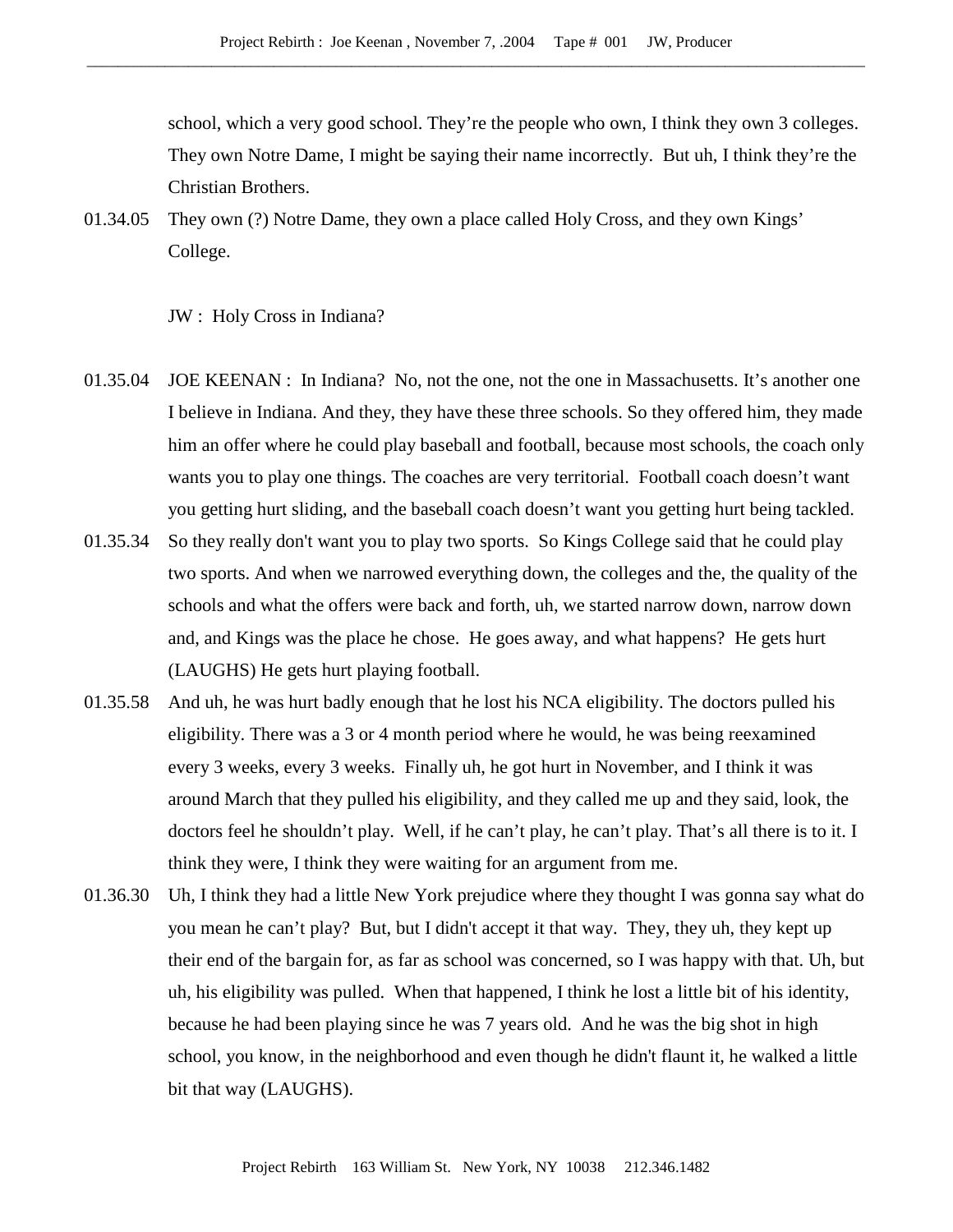school, which a very good school. They're the people who own, I think they own 3 colleges. They own Notre Dame, I might be saying their name incorrectly. But uh, I think they're the Christian Brothers.

01.34.05 They own (?) Notre Dame, they own a place called Holy Cross, and they own Kings' College.

JW : Holy Cross in Indiana?

01.35.04 JOE KEENAN : In Indiana? No, not the one, not the one in Massachusetts. It's another one I believe in Indiana. And they, they have these three schools. So they offered him, they made him an offer where he could play baseball and football, because most schools, the coach only wants you to play one things. The coaches are very territorial. Football coach doesn't want you getting hurt sliding, and the baseball coach doesn't want you getting hurt being tackled.

01.35.34 So they really don't want you to play two sports. So Kings College said that he could play two sports. And when we narrowed everything down, the colleges and the, the quality of the schools and what the offers were back and forth, uh, we started narrow down, narrow down and, and Kings was the place he chose. He goes away, and what happens? He gets hurt (LAUGHS) He gets hurt playing football.

01.35.58 And uh, he was hurt badly enough that he lost his NCA eligibility. The doctors pulled his eligibility. There was a 3 or 4 month period where he would, he was being reexamined every 3 weeks, every 3 weeks. Finally uh, he got hurt in November, and I think it was around March that they pulled his eligibility, and they called me up and they said, look, the doctors feel he shouldn't play. Well, if he can't play, he can't play. That's all there is to it. I think they were, I think they were waiting for an argument from me.

01.36.30 Uh, I think they had a little New York prejudice where they thought I was gonna say what do you mean he can't play? But, but I didn't accept it that way. They, they uh, they kept up their end of the bargain for, as far as school was concerned, so I was happy with that. Uh, but uh, his eligibility was pulled. When that happened, I think he lost a little bit of his identity, because he had been playing since he was 7 years old. And he was the big shot in high school, you know, in the neighborhood and even though he didn't flaunt it, he walked a little bit that way (LAUGHS).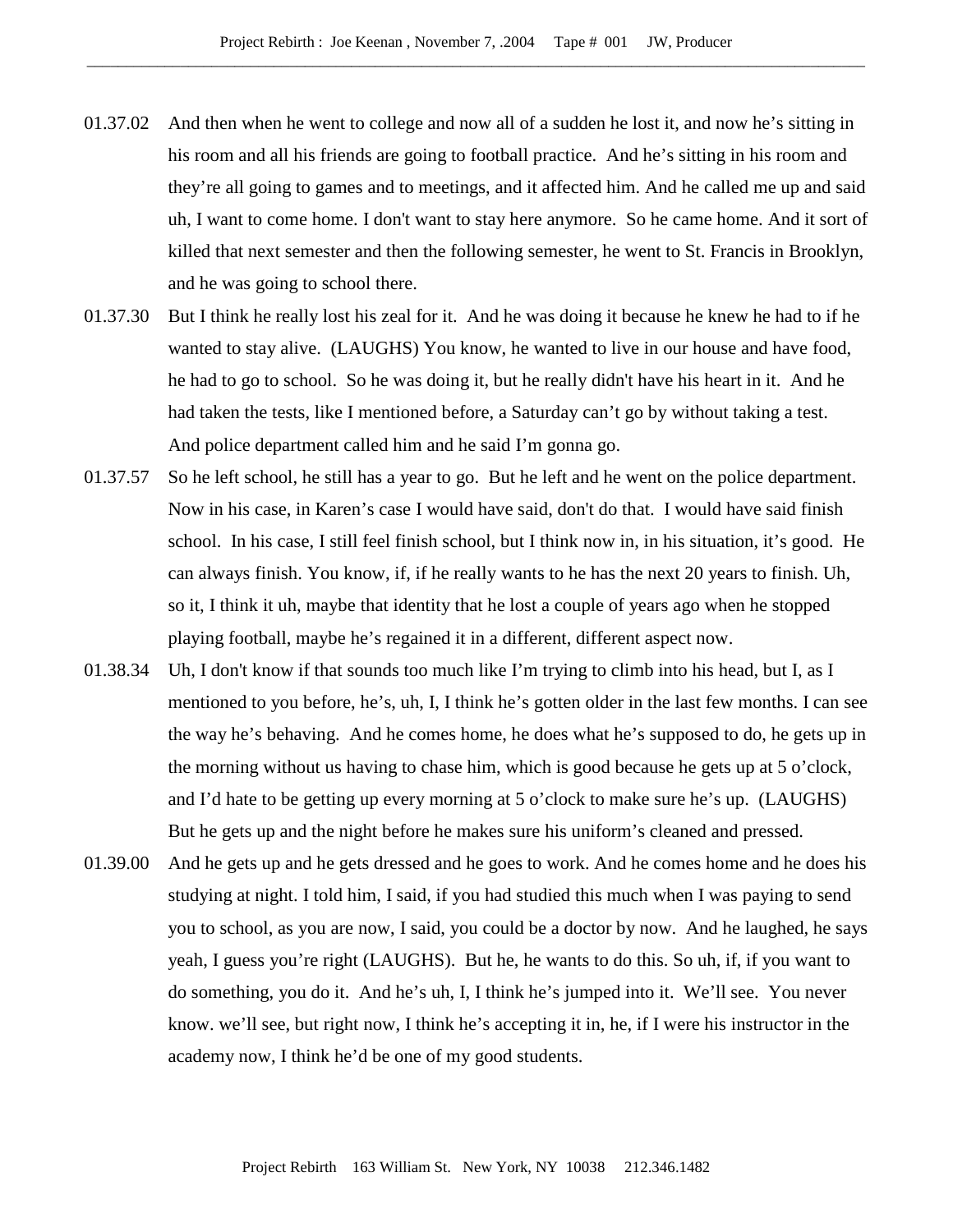01.37.02 And then when he went to college and now all of a sudden he lost it, and now he's sitting in his room and all his friends are going to football practice. And he's sitting in his room and they're all going to games and to meetings, and it affected him. And he called me up and said uh, I want to come home. I don't want to stay here anymore. So he came home. And it sort of killed that next semester and then the following semester, he went to St. Francis in Brooklyn, and he was going to school there.

01.37.30 But I think he really lost his zeal for it. And he was doing it because he knew he had to if he wanted to stay alive. (LAUGHS) You know, he wanted to live in our house and have food, he had to go to school. So he was doing it, but he really didn't have his heart in it. And he had taken the tests, like I mentioned before, a Saturday can't go by without taking a test. And police department called him and he said I'm gonna go.

01.37.57 So he left school, he still has a year to go. But he left and he went on the police department. Now in his case, in Karen's case I would have said, don't do that. I would have said finish school. In his case, I still feel finish school, but I think now in, in his situation, it's good. He can always finish. You know, if, if he really wants to he has the next 20 years to finish. Uh, so it, I think it uh, maybe that identity that he lost a couple of years ago when he stopped playing football, maybe he's regained it in a different, different aspect now.

01.38.34 Uh, I don't know if that sounds too much like I'm trying to climb into his head, but I, as I mentioned to you before, he's, uh, I, I think he's gotten older in the last few months. I can see the way he's behaving. And he comes home, he does what he's supposed to do, he gets up in the morning without us having to chase him, which is good because he gets up at 5 o'clock, and I'd hate to be getting up every morning at 5 o'clock to make sure he's up. (LAUGHS) But he gets up and the night before he makes sure his uniform's cleaned and pressed.

01.39.00 And he gets up and he gets dressed and he goes to work. And he comes home and he does his studying at night. I told him, I said, if you had studied this much when I was paying to send you to school, as you are now, I said, you could be a doctor by now. And he laughed, he says yeah, I guess you're right (LAUGHS). But he, he wants to do this. So uh, if, if you want to do something, you do it. And he's uh, I, I think he's jumped into it. We'll see. You never know. we'll see, but right now, I think he's accepting it in, he, if I were his instructor in the academy now, I think he'd be one of my good students.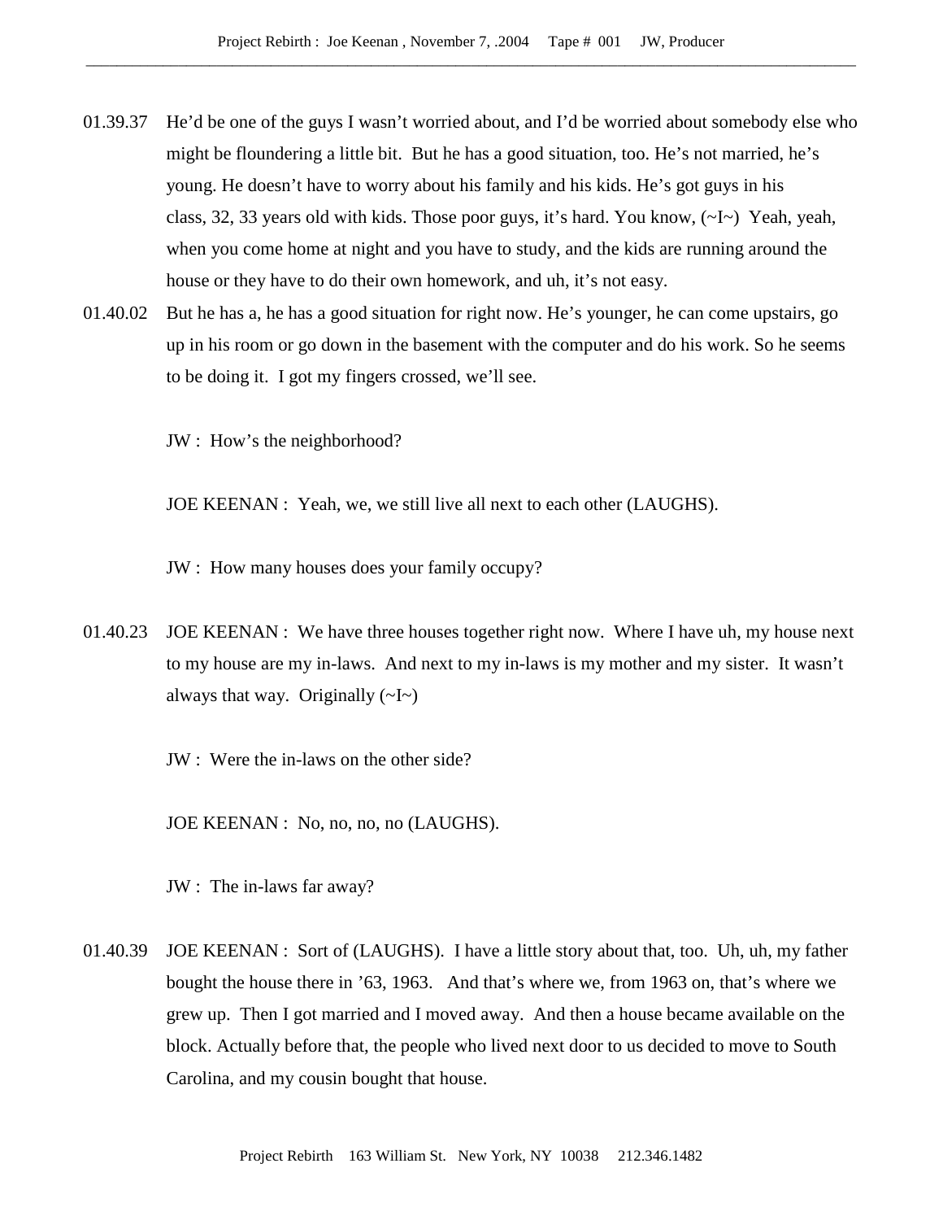01.39.37 He'd be one of the guys I wasn't worried about, and I'd be worried about somebody else who might be floundering a little bit. But he has a good situation, too. He's not married, he's young. He doesn't have to worry about his family and his kids. He's got guys in his class, 32, 33 years old with kids. Those poor guys, it's hard. You know, (~I~) Yeah, yeah, when you come home at night and you have to study, and the kids are running around the house or they have to do their own homework, and uh, it's not easy.

01.40.02 But he has a, he has a good situation for right now. He's younger, he can come upstairs, go up in his room or go down in the basement with the computer and do his work. So he seems to be doing it. I got my fingers crossed, we'll see.

JW : How's the neighborhood?

JOE KEENAN : Yeah, we, we still live all next to each other (LAUGHS).

JW : How many houses does your family occupy?

01.40.23 JOE KEENAN : We have three houses together right now. Where I have uh, my house next to my house are my in-laws. And next to my in-laws is my mother and my sister. It wasn't always that way. Originally (~I~)

JW : Were the in-laws on the other side?

JOE KEENAN : No, no, no, no (LAUGHS).

JW : The in-laws far away?

01.40.39 JOE KEENAN : Sort of (LAUGHS). I have a little story about that, too. Uh, uh, my father bought the house there in '63, 1963. And that's where we, from 1963 on, that's where we grew up. Then I got married and I moved away. And then a house became available on the block. Actually before that, the people who lived next door to us decided to move to South Carolina, and my cousin bought that house.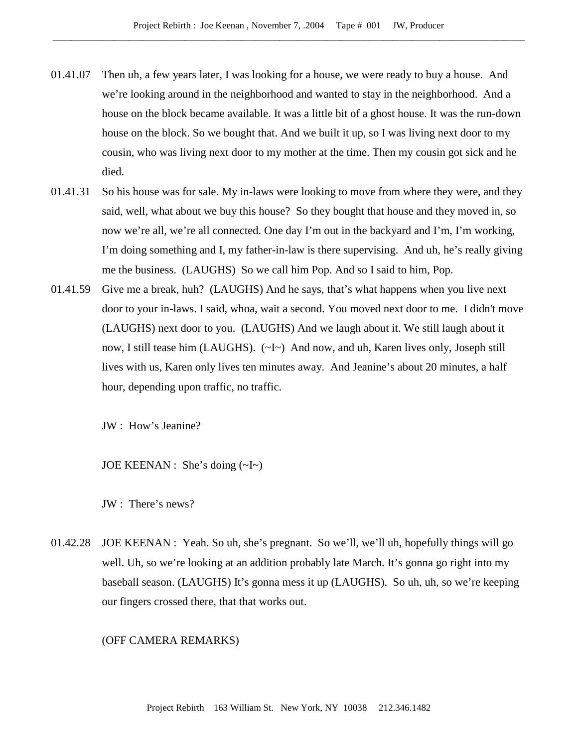01.41.07 Then uh, a few years later, I was looking for a house, we were ready to buy a house. And we're looking around in the neighborhood and wanted to stay in the neighborhood. And a house on the block became available. It was a little bit of a ghost house. It was the run-down house on the block. So we bought that. And we built it up, so I was living next door to my cousin, who was living next door to my mother at the time. Then my cousin got sick and he died.

01.41.31 So his house was for sale. My in-laws were looking to move from where they were, and they said, well, what about we buy this house? So they bought that house and they moved in, so now we're all, we're all connected. One day I'm out in the backyard and I'm, I'm working, I'm doing something and I, my father-in-law is there supervising. And uh, he's really giving me the business. (LAUGHS) So we call him Pop. And so I said to him, Pop.

01.41.59 Give me a break, huh? (LAUGHS) And he says, that's what happens when you live next door to your in-laws. I said, whoa, wait a second. You moved next door to me. I didn't move (LAUGHS) next door to you. (LAUGHS) And we laugh about it. We still laugh about it now, I still tease him (LAUGHS). (~I~) And now, and uh, Karen lives only, Joseph still lives with us, Karen only lives ten minutes away. And Jeanine's about 20 minutes, a half hour, depending upon traffic, no traffic.

JW : How's Jeanine?

JOE KEENAN : She's doing (~I~)

JW : There's news?

01.42.28 JOE KEENAN : Yeah. So uh, she's pregnant. So we'll, we'll uh, hopefully things will go well. Uh, so we're looking at an addition probably late March. It's gonna go right into my baseball season. (LAUGHS) It's gonna mess it up (LAUGHS). So uh, uh, so we're keeping our fingers crossed there, that that works out.

(OFF CAMERA REMARKS)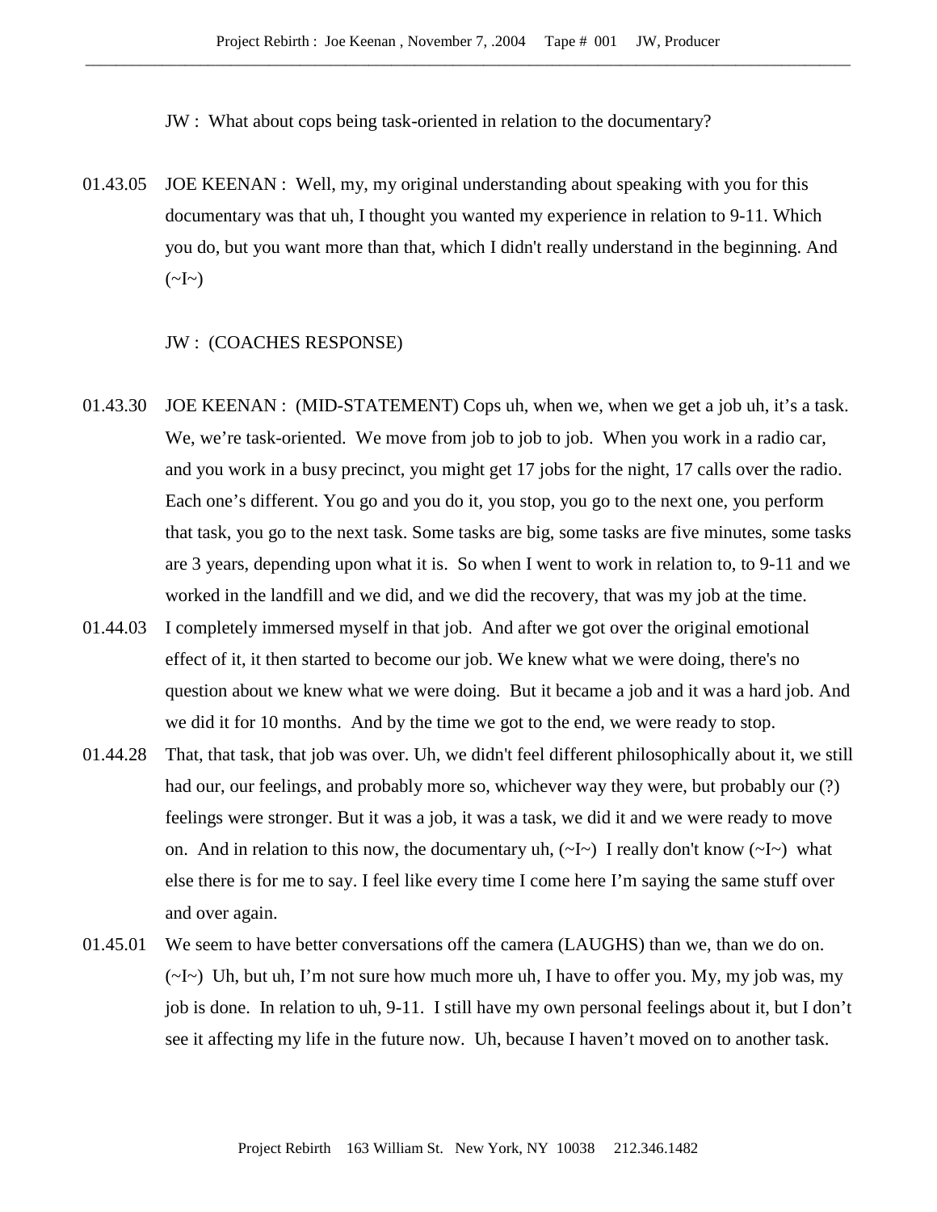JW : What about cops being task-oriented in relation to the documentary?

01.43.05 JOE KEENAN : Well, my, my original understanding about speaking with you for this documentary was that uh, I thought you wanted my experience in relation to 9-11. Which you do, but you want more than that, which I didn't really understand in the beginning. And (~I~)

JW : (COACHES RESPONSE)

01.43.30 JOE KEENAN : (MID-STATEMENT) Cops uh, when we, when we get a job uh, it's a task. We, we're task-oriented. We move from job to job to job. When you work in a radio car, and you work in a busy precinct, you might get 17 jobs for the night, 17 calls over the radio. Each one's different. You go and you do it, you stop, you go to the next one, you perform that task, you go to the next task. Some tasks are big, some tasks are five minutes, some tasks are 3 years, depending upon what it is. So when I went to work in relation to, to 9-11 and we worked in the landfill and we did, and we did the recovery, that was my job at the time.

01.44.03 I completely immersed myself in that job. And after we got over the original emotional effect of it, it then started to become our job. We knew what we were doing, there's no question about we knew what we were doing. But it became a job and it was a hard job. And we did it for 10 months. And by the time we got to the end, we were ready to stop.

01.44.28 That, that task, that job was over. Uh, we didn't feel different philosophically about it, we still had our, our feelings, and probably more so, whichever way they were, but probably our (?) feelings were stronger. But it was a job, it was a task, we did it and we were ready to move on. And in relation to this now, the documentary uh, (~I~) I really don't know (~I~) what else there is for me to say. I feel like every time I come here I'm saying the same stuff over and over again.

01.45.01 We seem to have better conversations off the camera (LAUGHS) than we, than we do on. (~I~) Uh, but uh, I'm not sure how much more uh, I have to offer you. My, my job was, my job is done. In relation to uh, 9-11. I still have my own personal feelings about it, but I don't see it affecting my life in the future now. Uh, because I haven't moved on to another task.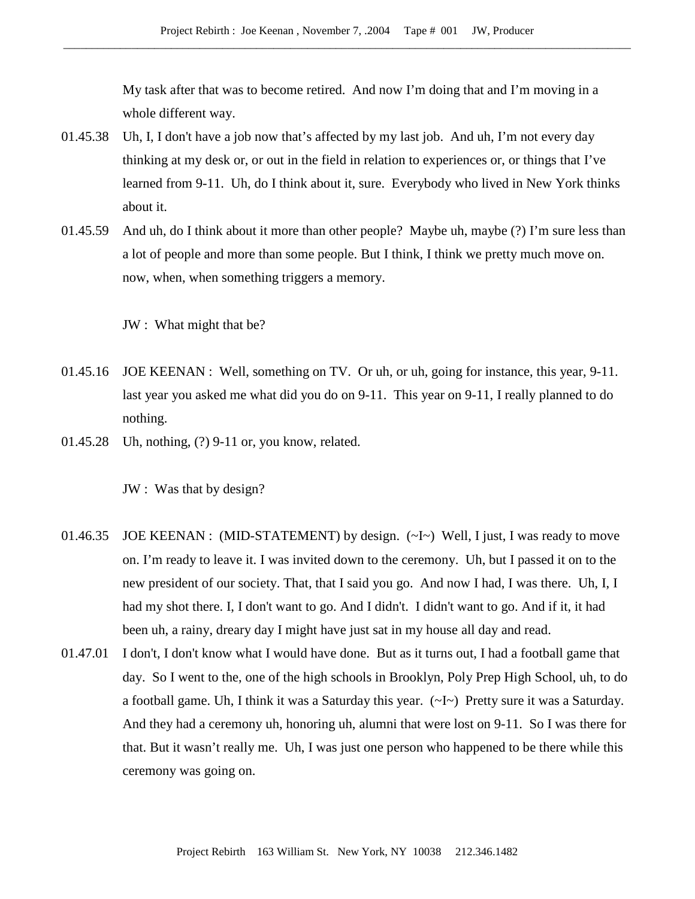My task after that was to become retired. And now I'm doing that and I'm moving in a whole different way.

01.45.38 Uh, I, I don't have a job now that's affected by my last job. And uh, I'm not every day thinking at my desk or, or out in the field in relation to experiences or, or things that I've learned from 9-11. Uh, do I think about it, sure. Everybody who lived in New York thinks about it.

01.45.59 And uh, do I think about it more than other people? Maybe uh, maybe (?) I'm sure less than a lot of people and more than some people. But I think, I think we pretty much move on. now, when, when something triggers a memory.

JW : What might that be?

01.45.16 JOE KEENAN : Well, something on TV. Or uh, or uh, going for instance, this year, 9-11. last year you asked me what did you do on 9-11. This year on 9-11, I really planned to do nothing.

01.45.28 Uh, nothing, (?) 9-11 or, you know, related.

JW : Was that by design?

01.46.35 JOE KEENAN : (MID-STATEMENT) by design. (~I~) Well, I just, I was ready to move on. I'm ready to leave it. I was invited down to the ceremony. Uh, but I passed it on to the new president of our society. That, that I said you go. And now I had, I was there. Uh, I, I had my shot there. I, I don't want to go. And I didn't. I didn't want to go. And if it, it had been uh, a rainy, dreary day I might have just sat in my house all day and read.

01.47.01 I don't, I don't know what I would have done. But as it turns out, I had a football game that day. So I went to the, one of the high schools in Brooklyn, Poly Prep High School, uh, to do a football game. Uh, I think it was a Saturday this year. (~I~) Pretty sure it was a Saturday. And they had a ceremony uh, honoring uh, alumni that were lost on 9-11. So I was there for that. But it wasn't really me. Uh, I was just one person who happened to be there while this ceremony was going on.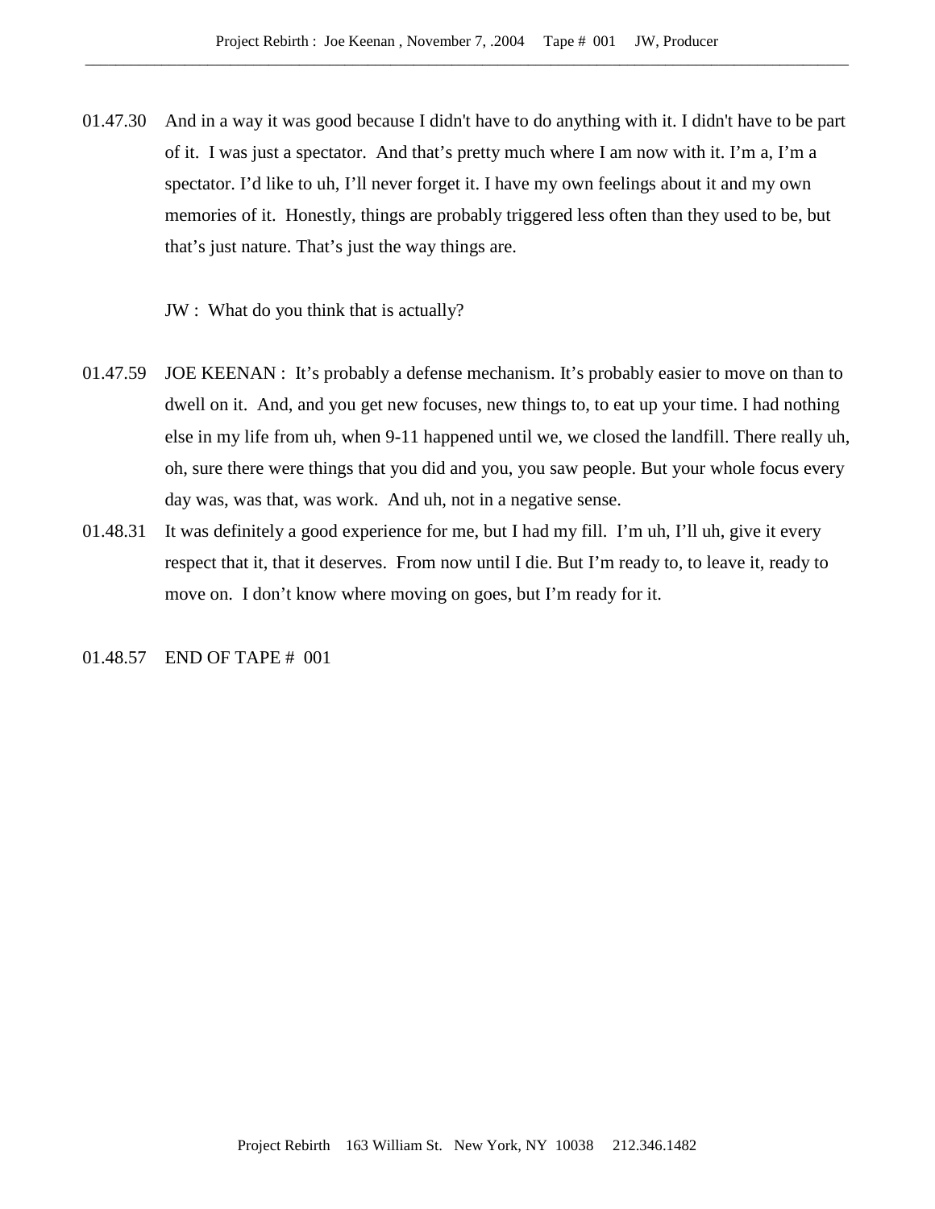01.47.30 And in a way it was good because I didn't have to do anything with it. I didn't have to be part of it. I was just a spectator. And that's pretty much where I am now with it. I'm a, I'm a spectator. I'd like to uh, I'll never forget it. I have my own feelings about it and my own memories of it. Honestly, things are probably triggered less often than they used to be, but that's just nature. That's just the way things are.

JW : What do you think that is actually?

01.47.59 JOE KEENAN : It's probably a defense mechanism. It's probably easier to move on than to dwell on it. And, and you get new focuses, new things to, to eat up your time. I had nothing else in my life from uh, when 9-11 happened until we, we closed the landfill. There really uh, oh, sure there were things that you did and you, you saw people. But your whole focus every day was, was that, was work. And uh, not in a negative sense.

01.48.31 It was definitely a good experience for me, but I had my fill. I'm uh, I'll uh, give it every respect that it, that it deserves. From now until I die. But I'm ready to, to leave it, ready to move on. I don't know where moving on goes, but I'm ready for it.

01.48.57 END OF TAPE # 001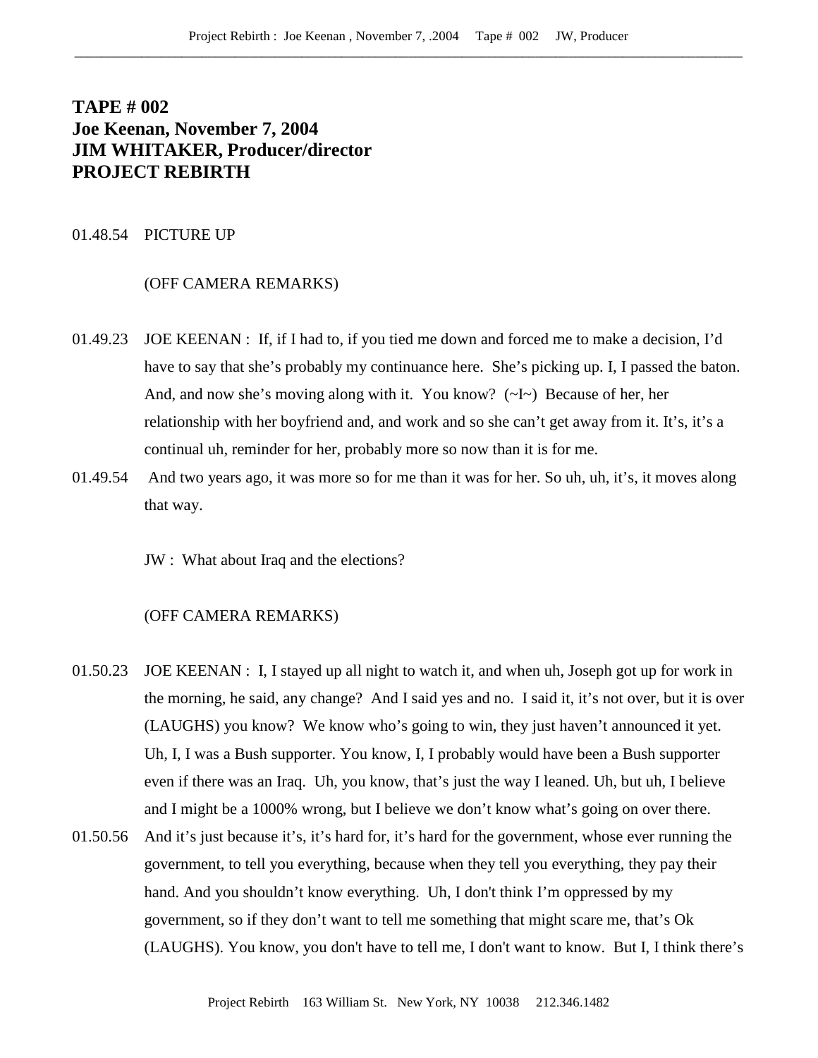# TAPE # 002
# Joe Keenan, November 7, 2004
# JIM WHITAKER, Producer/director
# PROJECT REBIRTH

01.48.54 PICTURE UP

(OFF CAMERA REMARKS)

01.49.23 JOE KEENAN : If, if I had to, if you tied me down and forced me to make a decision, I'd have to say that she's probably my continuance here. She's picking up. I, I passed the baton. And, and now she's moving along with it. You know? (~I~) Because of her, her relationship with her boyfriend and, and work and so she can't get away from it. It's, it's a continual uh, reminder for her, probably more so now than it is for me.

01.49.54 And two years ago, it was more so for me than it was for her. So uh, uh, it's, it moves along that way.

JW : What about Iraq and the elections?

(OFF CAMERA REMARKS)

01.50.23 JOE KEENAN : I, I stayed up all night to watch it, and when uh, Joseph got up for work in the morning, he said, any change? And I said yes and no. I said it, it's not over, but it is over (LAUGHS) you know? We know who's going to win, they just haven't announced it yet. Uh, I, I was a Bush supporter. You know, I, I probably would have been a Bush supporter even if there was an Iraq. Uh, you know, that's just the way I leaned. Uh, but uh, I believe and I might be a 1000% wrong, but I believe we don't know what's going on over there.

01.50.56 And it's just because it's, it's hard for, it's hard for the government, whose ever running the government, to tell you everything, because when they tell you everything, they pay their hand. And you shouldn't know everything. Uh, I don't think I'm oppressed by my government, so if they don't want to tell me something that might scare me, that's Ok (LAUGHS). You know, you don't have to tell me, I don't want to know. But I, I think there's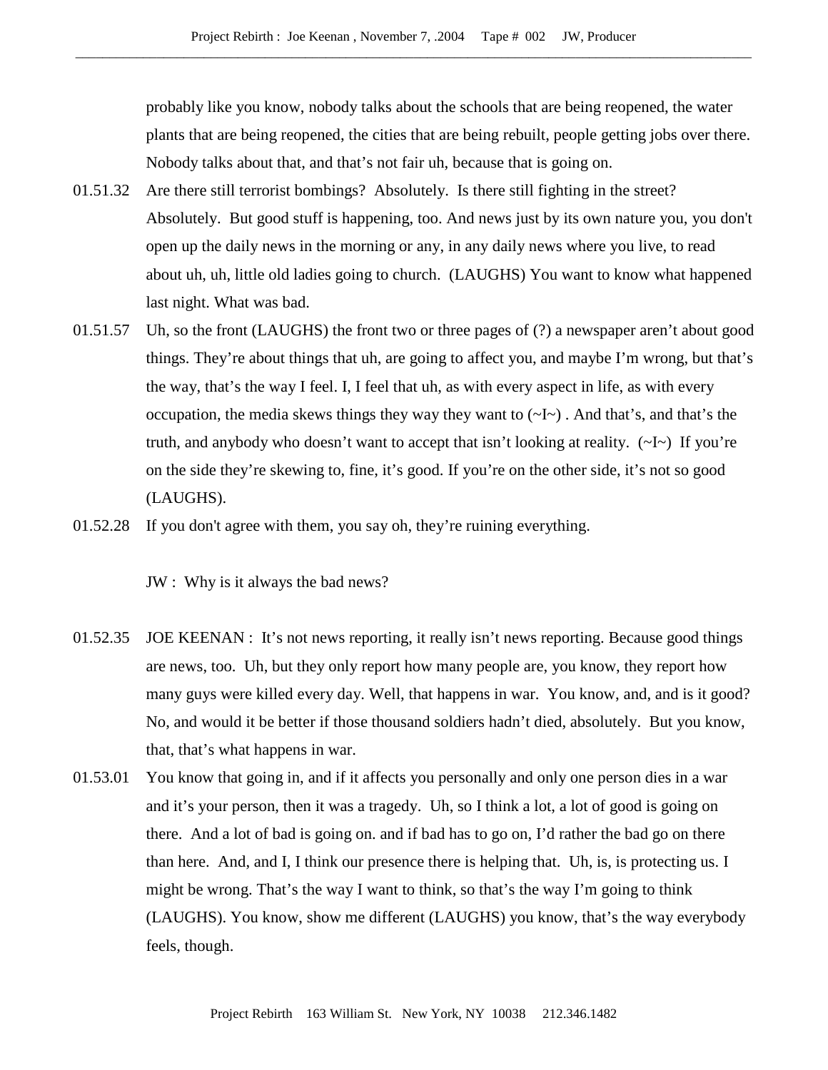probably like you know, nobody talks about the schools that are being reopened, the water plants that are being reopened, the cities that are being rebuilt, people getting jobs over there. Nobody talks about that, and that's not fair uh, because that is going on.

01.51.32 Are there still terrorist bombings? Absolutely. Is there still fighting in the street? Absolutely. But good stuff is happening, too. And news just by its own nature you, you don't open up the daily news in the morning or any, in any daily news where you live, to read about uh, uh, little old ladies going to church. (LAUGHS) You want to know what happened last night. What was bad.

01.51.57 Uh, so the front (LAUGHS) the front two or three pages of (?) a newspaper aren't about good things. They're about things that uh, are going to affect you, and maybe I'm wrong, but that's the way, that's the way I feel. I, I feel that uh, as with every aspect in life, as with every occupation, the media skews things they way they want to (~I~) . And that's, and that's the truth, and anybody who doesn't want to accept that isn't looking at reality. (~I~) If you're on the side they're skewing to, fine, it's good. If you're on the other side, it's not so good (LAUGHS).

01.52.28 If you don't agree with them, you say oh, they're ruining everything.

JW : Why is it always the bad news?

01.52.35 JOE KEENAN : It's not news reporting, it really isn't news reporting. Because good things are news, too. Uh, but they only report how many people are, you know, they report how many guys were killed every day. Well, that happens in war. You know, and, and is it good? No, and would it be better if those thousand soldiers hadn't died, absolutely. But you know, that, that's what happens in war.

01.53.01 You know that going in, and if it affects you personally and only one person dies in a war and it's your person, then it was a tragedy. Uh, so I think a lot, a lot of good is going on there. And a lot of bad is going on. and if bad has to go on, I'd rather the bad go on there than here. And, and I, I think our presence there is helping that. Uh, is, is protecting us. I might be wrong. That's the way I want to think, so that's the way I'm going to think (LAUGHS). You know, show me different (LAUGHS) you know, that's the way everybody feels, though.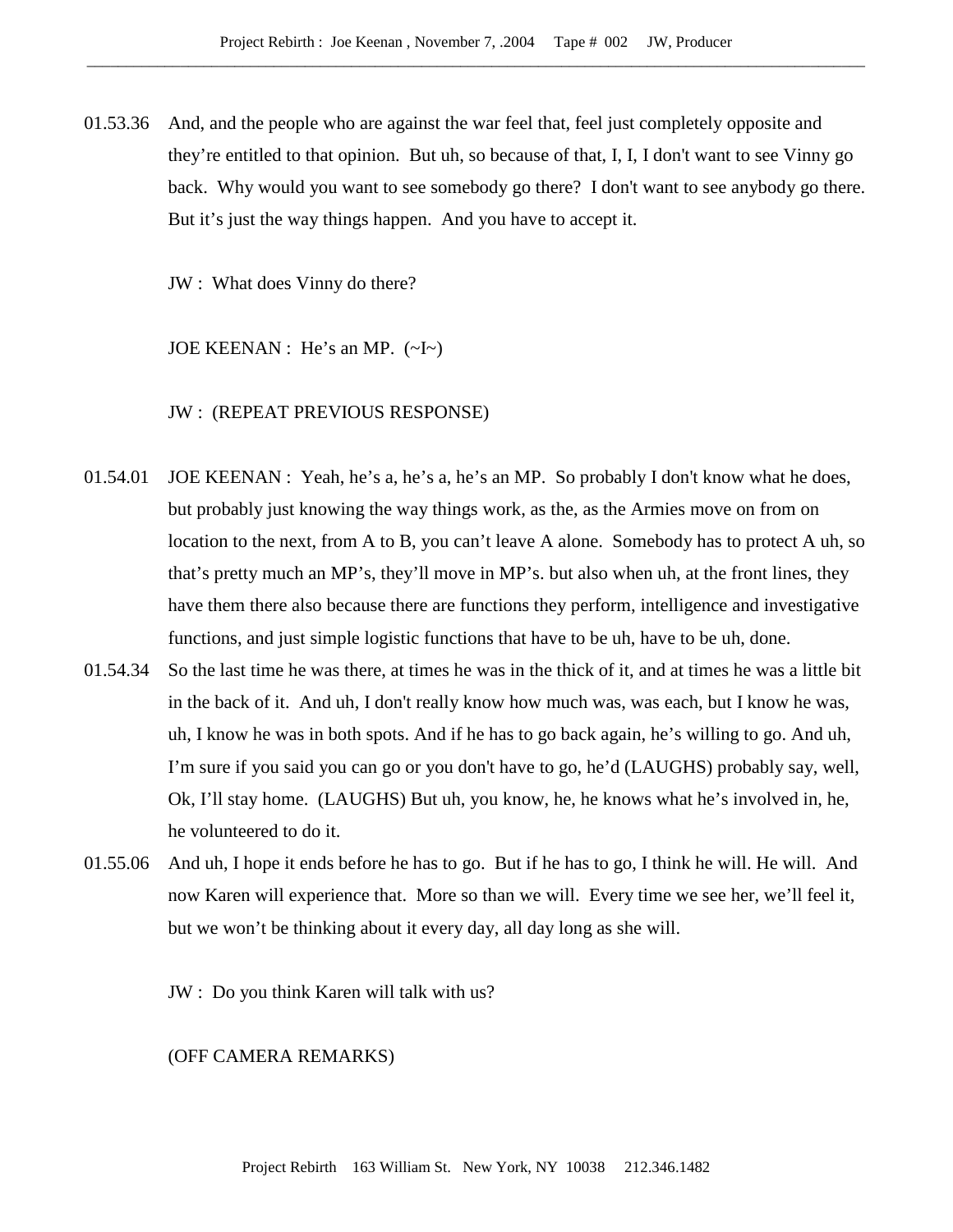01.53.36 And, and the people who are against the war feel that, feel just completely opposite and they're entitled to that opinion. But uh, so because of that, I, I, I don't want to see Vinny go back. Why would you want to see somebody go there? I don't want to see anybody go there. But it's just the way things happen. And you have to accept it.

JW : What does Vinny do there?

JOE KEENAN : He's an MP. (~I~)

JW : (REPEAT PREVIOUS RESPONSE)

01.54.01 JOE KEENAN : Yeah, he's a, he's a, he's an MP. So probably I don't know what he does, but probably just knowing the way things work, as the, as the Armies move on from on location to the next, from A to B, you can't leave A alone. Somebody has to protect A uh, so that's pretty much an MP's, they'll move in MP's. but also when uh, at the front lines, they have them there also because there are functions they perform, intelligence and investigative functions, and just simple logistic functions that have to be uh, have to be uh, done.

01.54.34 So the last time he was there, at times he was in the thick of it, and at times he was a little bit in the back of it. And uh, I don't really know how much was, was each, but I know he was, uh, I know he was in both spots. And if he has to go back again, he's willing to go. And uh, I'm sure if you said you can go or you don't have to go, he'd (LAUGHS) probably say, well, Ok, I'll stay home. (LAUGHS) But uh, you know, he, he knows what he's involved in, he, he volunteered to do it.

01.55.06 And uh, I hope it ends before he has to go. But if he has to go, I think he will. He will. And now Karen will experience that. More so than we will. Every time we see her, we'll feel it, but we won't be thinking about it every day, all day long as she will.

JW : Do you think Karen will talk with us?

(OFF CAMERA REMARKS)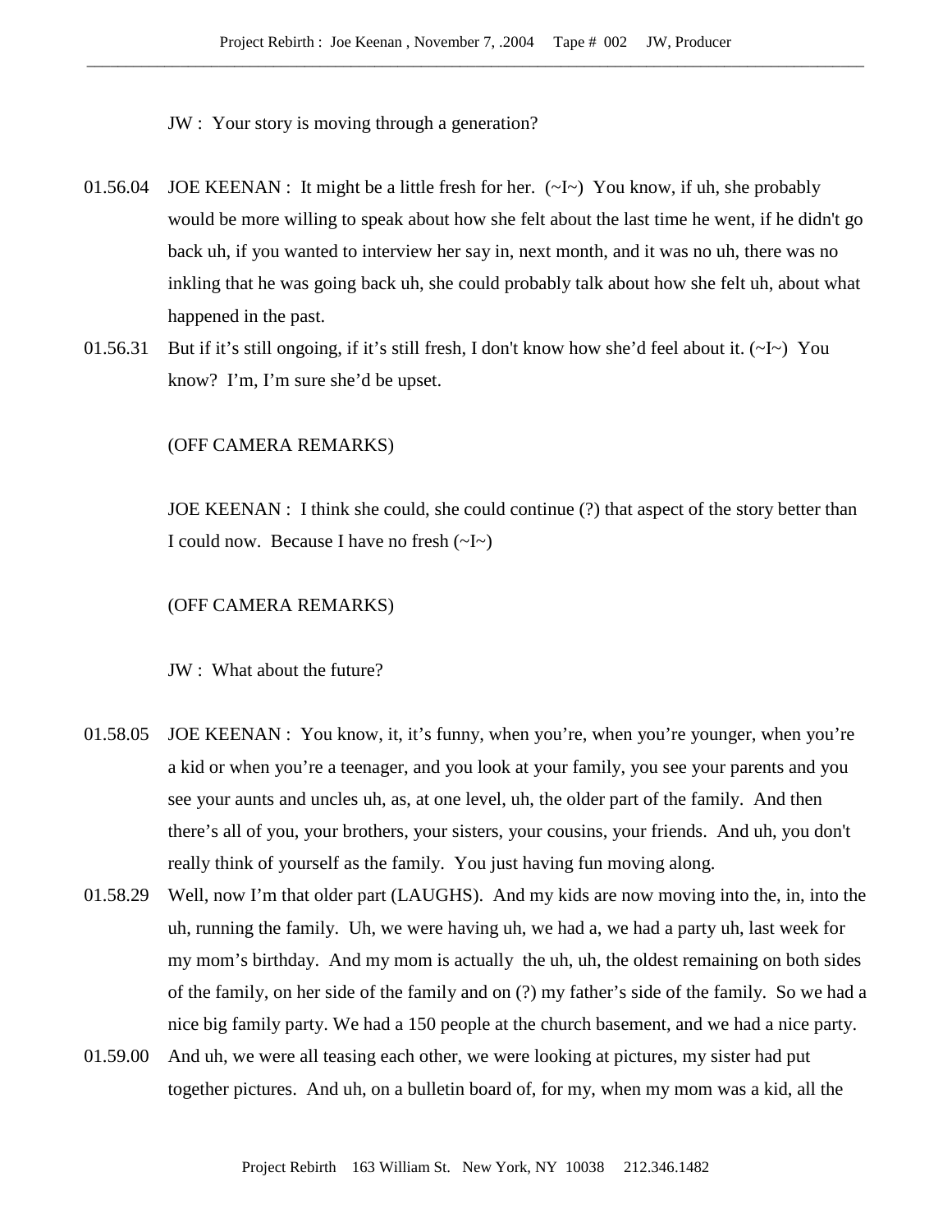JW : Your story is moving through a generation?

01.56.04 JOE KEENAN : It might be a little fresh for her. (~I~) You know, if uh, she probably would be more willing to speak about how she felt about the last time he went, if he didn't go back uh, if you wanted to interview her say in, next month, and it was no uh, there was no inkling that he was going back uh, she could probably talk about how she felt uh, about what happened in the past.

01.56.31 But if it's still ongoing, if it's still fresh, I don't know how she'd feel about it. (~I~) You know? I'm, I'm sure she'd be upset.

(OFF CAMERA REMARKS)

JOE KEENAN : I think she could, she could continue (?) that aspect of the story better than I could now. Because I have no fresh (~I~)

(OFF CAMERA REMARKS)

JW : What about the future?

01.58.05 JOE KEENAN : You know, it, it's funny, when you're, when you're younger, when you're a kid or when you're a teenager, and you look at your family, you see your parents and you see your aunts and uncles uh, as, at one level, uh, the older part of the family. And then there's all of you, your brothers, your sisters, your cousins, your friends. And uh, you don't really think of yourself as the family. You just having fun moving along.

01.58.29 Well, now I'm that older part (LAUGHS). And my kids are now moving into the, in, into the uh, running the family. Uh, we were having uh, we had a, we had a party uh, last week for my mom's birthday. And my mom is actually the uh, uh, the oldest remaining on both sides of the family, on her side of the family and on (?) my father's side of the family. So we had a nice big family party. We had a 150 people at the church basement, and we had a nice party.

01.59.00 And uh, we were all teasing each other, we were looking at pictures, my sister had put together pictures. And uh, on a bulletin board of, for my, when my mom was a kid, all the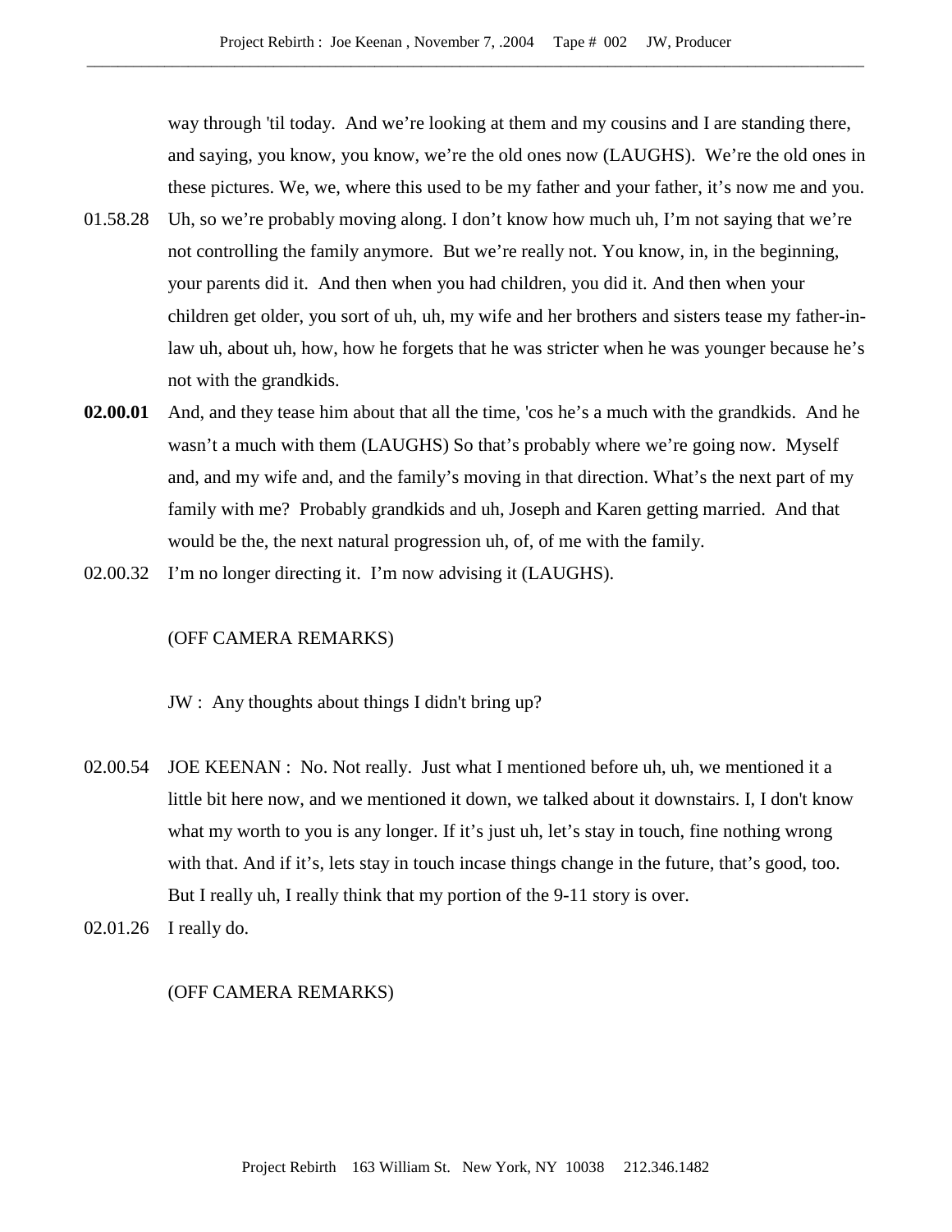way through 'til today.  And we're looking at them and my cousins and I are standing there, and saying, you know, you know, we're the old ones now (LAUGHS).  We're the old ones in these pictures. We, we, where this used to be my father and your father, it's now me and you.

01.58.28 Uh, so we're probably moving along. I don't know how much uh, I'm not saying that we're not controlling the family anymore.  But we're really not. You know, in, in the beginning, your parents did it.  And then when you had children, you did it. And then when your children get older, you sort of uh, uh, my wife and her brothers and sisters tease my father-in-law uh, about uh, how, how he forgets that he was stricter when he was younger because he's not with the grandkids.

**02.00.01** And, and they tease him about that all the time, 'cos he's a much with the grandkids.  And he wasn't a much with them (LAUGHS) So that's probably where we're going now.  Myself and, and my wife and, and the family's moving in that direction. What's the next part of my family with me?  Probably grandkids and uh, Joseph and Karen getting married.  And that would be the, the next natural progression uh, of, of me with the family.

02.00.32 I'm no longer directing it.  I'm now advising it (LAUGHS).

(OFF CAMERA REMARKS)

JW :  Any thoughts about things I didn't bring up?

02.00.54 JOE KEENAN :  No. Not really.  Just what I mentioned before uh, uh, we mentioned it a little bit here now, and we mentioned it down, we talked about it downstairs. I, I don't know what my worth to you is any longer. If it's just uh, let's stay in touch, fine nothing wrong with that. And if it's, lets stay in touch incase things change in the future, that's good, too. But I really uh, I really think that my portion of the 9-11 story is over.

02.01.26 I really do.

(OFF CAMERA REMARKS)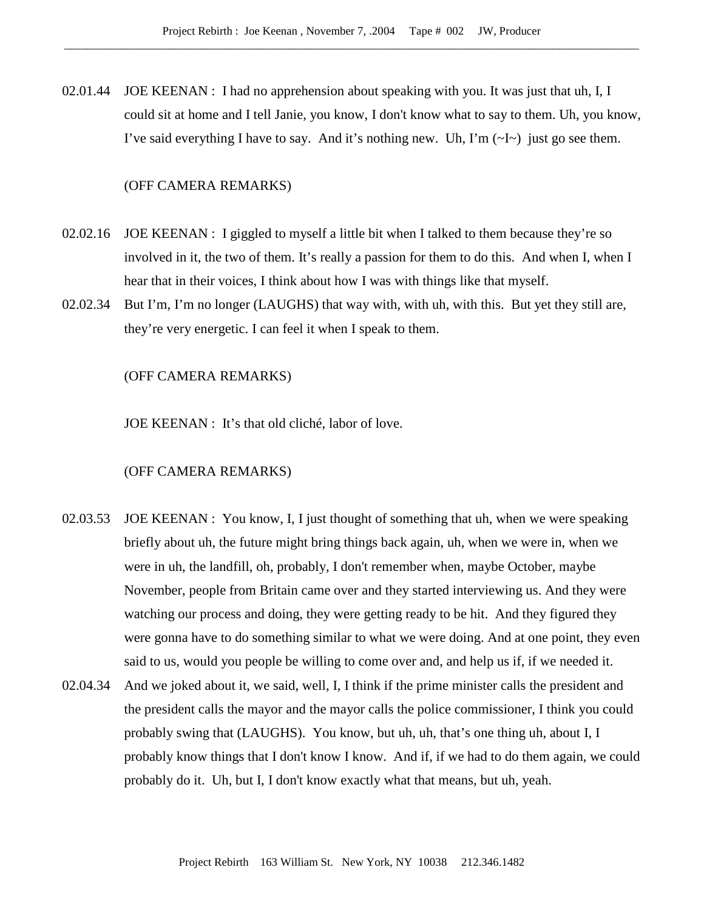02.01.44 JOE KEENAN : I had no apprehension about speaking with you. It was just that uh, I, I could sit at home and I tell Janie, you know, I don't know what to say to them. Uh, you know, I've said everything I have to say. And it's nothing new. Uh, I'm (~I~) just go see them.

(OFF CAMERA REMARKS)

02.02.16 JOE KEENAN : I giggled to myself a little bit when I talked to them because they're so involved in it, the two of them. It's really a passion for them to do this. And when I, when I hear that in their voices, I think about how I was with things like that myself.

02.02.34 But I'm, I'm no longer (LAUGHS) that way with, with uh, with this. But yet they still are, they're very energetic. I can feel it when I speak to them.

(OFF CAMERA REMARKS)

JOE KEENAN : It's that old cliché, labor of love.

(OFF CAMERA REMARKS)

02.03.53 JOE KEENAN : You know, I, I just thought of something that uh, when we were speaking briefly about uh, the future might bring things back again, uh, when we were in, when we were in uh, the landfill, oh, probably, I don't remember when, maybe October, maybe November, people from Britain came over and they started interviewing us. And they were watching our process and doing, they were getting ready to be hit. And they figured they were gonna have to do something similar to what we were doing. And at one point, they even said to us, would you people be willing to come over and, and help us if, if we needed it.

02.04.34 And we joked about it, we said, well, I, I think if the prime minister calls the president and the president calls the mayor and the mayor calls the police commissioner, I think you could probably swing that (LAUGHS). You know, but uh, uh, that's one thing uh, about I, I probably know things that I don't know I know. And if, if we had to do them again, we could probably do it. Uh, but I, I don't know exactly what that means, but uh, yeah.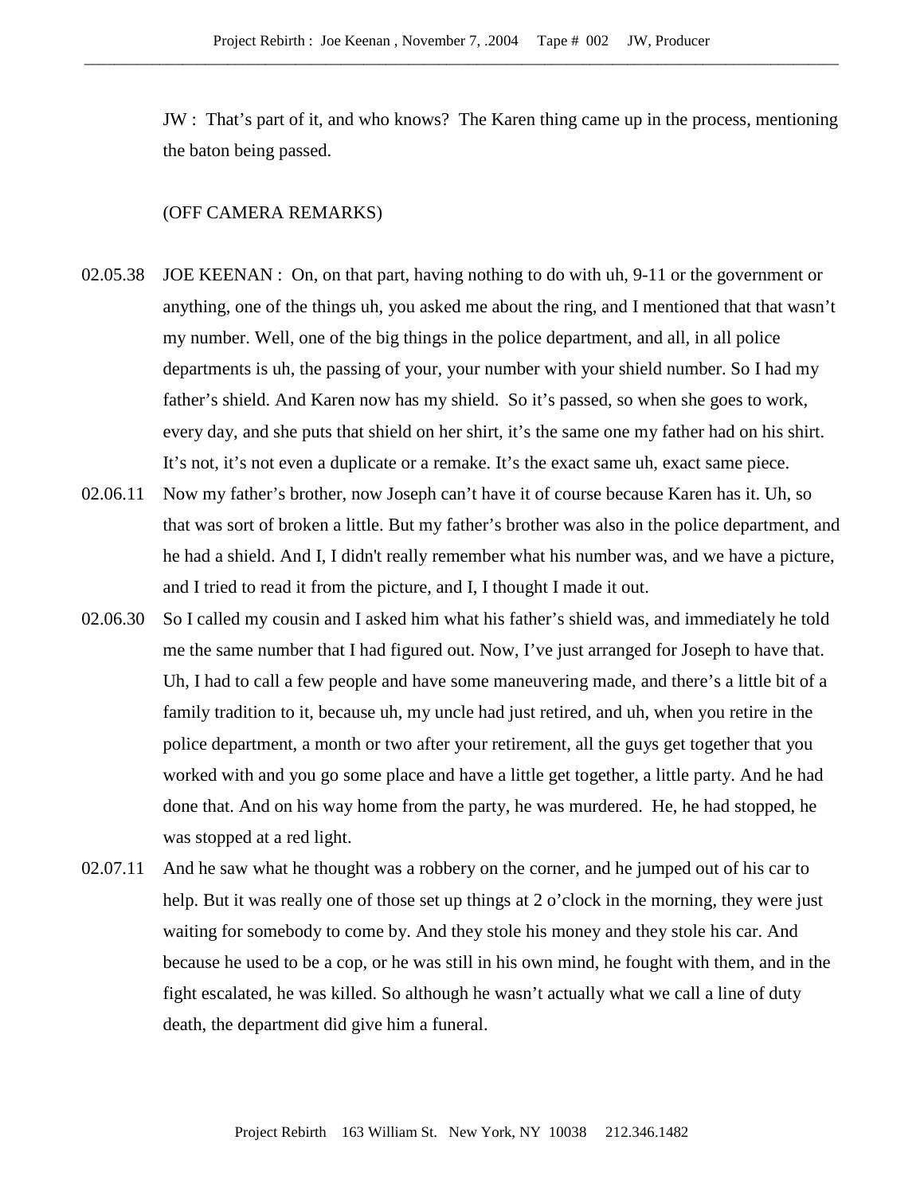JW : That's part of it, and who knows? The Karen thing came up in the process, mentioning the baton being passed.

(OFF CAMERA REMARKS)

02.05.38 JOE KEENAN : On, on that part, having nothing to do with uh, 9-11 or the government or anything, one of the things uh, you asked me about the ring, and I mentioned that that wasn't my number. Well, one of the big things in the police department, and all, in all police departments is uh, the passing of your, your number with your shield number. So I had my father's shield. And Karen now has my shield. So it's passed, so when she goes to work, every day, and she puts that shield on her shirt, it's the same one my father had on his shirt. It's not, it's not even a duplicate or a remake. It's the exact same uh, exact same piece.

02.06.11 Now my father's brother, now Joseph can't have it of course because Karen has it. Uh, so that was sort of broken a little. But my father's brother was also in the police department, and he had a shield. And I, I didn't really remember what his number was, and we have a picture, and I tried to read it from the picture, and I, I thought I made it out.

02.06.30 So I called my cousin and I asked him what his father's shield was, and immediately he told me the same number that I had figured out. Now, I've just arranged for Joseph to have that. Uh, I had to call a few people and have some maneuvering made, and there's a little bit of a family tradition to it, because uh, my uncle had just retired, and uh, when you retire in the police department, a month or two after your retirement, all the guys get together that you worked with and you go some place and have a little get together, a little party. And he had done that. And on his way home from the party, he was murdered. He, he had stopped, he was stopped at a red light.

02.07.11 And he saw what he thought was a robbery on the corner, and he jumped out of his car to help. But it was really one of those set up things at 2 o'clock in the morning, they were just waiting for somebody to come by. And they stole his money and they stole his car. And because he used to be a cop, or he was still in his own mind, he fought with them, and in the fight escalated, he was killed. So although he wasn't actually what we call a line of duty death, the department did give him a funeral.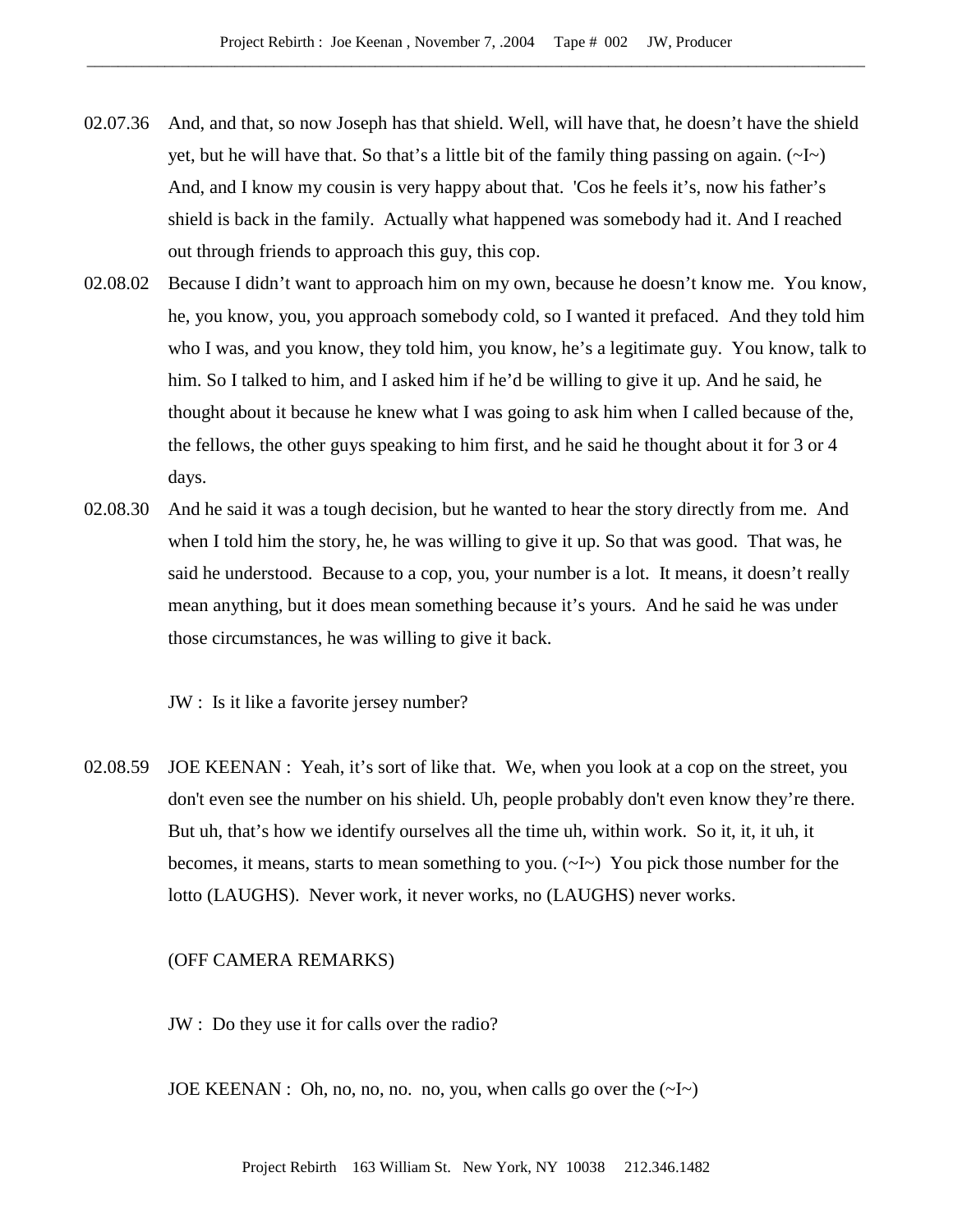02.07.36 And, and that, so now Joseph has that shield. Well, will have that, he doesn't have the shield yet, but he will have that. So that's a little bit of the family thing passing on again. (~I~) And, and I know my cousin is very happy about that. 'Cos he feels it's, now his father's shield is back in the family. Actually what happened was somebody had it. And I reached out through friends to approach this guy, this cop.

02.08.02 Because I didn't want to approach him on my own, because he doesn't know me. You know, he, you know, you, you approach somebody cold, so I wanted it prefaced. And they told him who I was, and you know, they told him, you know, he's a legitimate guy. You know, talk to him. So I talked to him, and I asked him if he'd be willing to give it up. And he said, he thought about it because he knew what I was going to ask him when I called because of the, the fellows, the other guys speaking to him first, and he said he thought about it for 3 or 4 days.

02.08.30 And he said it was a tough decision, but he wanted to hear the story directly from me. And when I told him the story, he, he was willing to give it up. So that was good. That was, he said he understood. Because to a cop, you, your number is a lot. It means, it doesn't really mean anything, but it does mean something because it's yours. And he said he was under those circumstances, he was willing to give it back.

JW : Is it like a favorite jersey number?

02.08.59 JOE KEENAN : Yeah, it's sort of like that. We, when you look at a cop on the street, you don't even see the number on his shield. Uh, people probably don't even know they're there. But uh, that's how we identify ourselves all the time uh, within work. So it, it, it uh, it becomes, it means, starts to mean something to you. (~I~) You pick those number for the lotto (LAUGHS). Never work, it never works, no (LAUGHS) never works.

(OFF CAMERA REMARKS)

JW : Do they use it for calls over the radio?

JOE KEENAN : Oh, no, no, no. no, you, when calls go over the (~I~)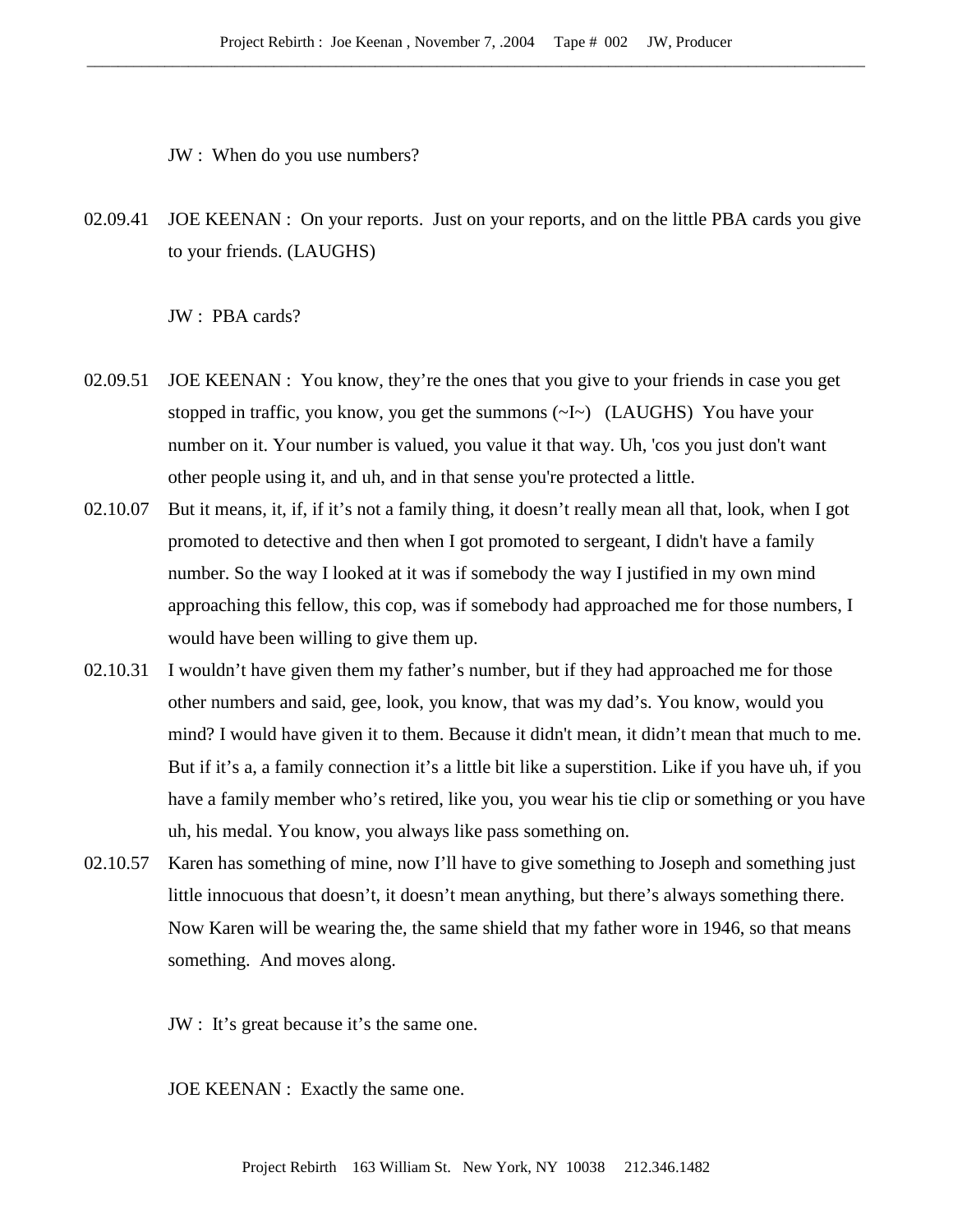JW : When do you use numbers?

02.09.41 JOE KEENAN : On your reports. Just on your reports, and on the little PBA cards you give to your friends. (LAUGHS)

JW : PBA cards?

02.09.51 JOE KEENAN : You know, they're the ones that you give to your friends in case you get stopped in traffic, you know, you get the summons (~I~) (LAUGHS) You have your number on it. Your number is valued, you value it that way. Uh, 'cos you just don't want other people using it, and uh, and in that sense you're protected a little.

02.10.07 But it means, it, if, if it's not a family thing, it doesn't really mean all that, look, when I got promoted to detective and then when I got promoted to sergeant, I didn't have a family number. So the way I looked at it was if somebody the way I justified in my own mind approaching this fellow, this cop, was if somebody had approached me for those numbers, I would have been willing to give them up.

02.10.31 I wouldn't have given them my father's number, but if they had approached me for those other numbers and said, gee, look, you know, that was my dad's. You know, would you mind? I would have given it to them. Because it didn't mean, it didn't mean that much to me. But if it's a, a family connection it's a little bit like a superstition. Like if you have uh, if you have a family member who's retired, like you, you wear his tie clip or something or you have uh, his medal. You know, you always like pass something on.

02.10.57 Karen has something of mine, now I'll have to give something to Joseph and something just little innocuous that doesn't, it doesn't mean anything, but there's always something there. Now Karen will be wearing the, the same shield that my father wore in 1946, so that means something. And moves along.

JW : It's great because it's the same one.

JOE KEENAN : Exactly the same one.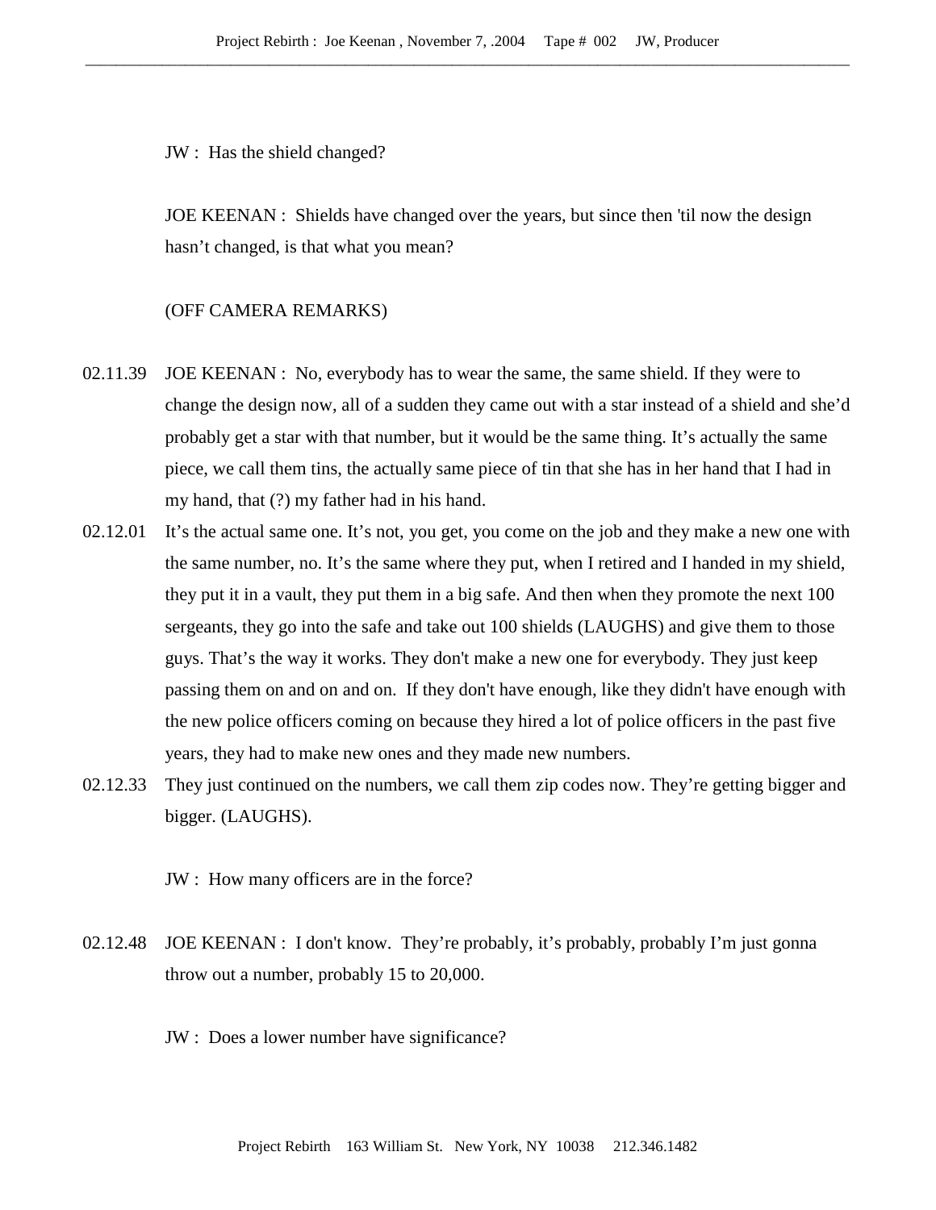JW : Has the shield changed?

JOE KEENAN : Shields have changed over the years, but since then 'til now the design hasn't changed, is that what you mean?

(OFF CAMERA REMARKS)

02.11.39 JOE KEENAN : No, everybody has to wear the same, the same shield. If they were to change the design now, all of a sudden they came out with a star instead of a shield and she'd probably get a star with that number, but it would be the same thing. It's actually the same piece, we call them tins, the actually same piece of tin that she has in her hand that I had in my hand, that (?) my father had in his hand.

02.12.01 It's the actual same one. It's not, you get, you come on the job and they make a new one with the same number, no. It's the same where they put, when I retired and I handed in my shield, they put it in a vault, they put them in a big safe. And then when they promote the next 100 sergeants, they go into the safe and take out 100 shields (LAUGHS) and give them to those guys. That's the way it works. They don't make a new one for everybody. They just keep passing them on and on and on. If they don't have enough, like they didn't have enough with the new police officers coming on because they hired a lot of police officers in the past five years, they had to make new ones and they made new numbers.

02.12.33 They just continued on the numbers, we call them zip codes now. They're getting bigger and bigger. (LAUGHS).

JW : How many officers are in the force?

02.12.48 JOE KEENAN : I don't know. They're probably, it's probably, probably I'm just gonna throw out a number, probably 15 to 20,000.

JW : Does a lower number have significance?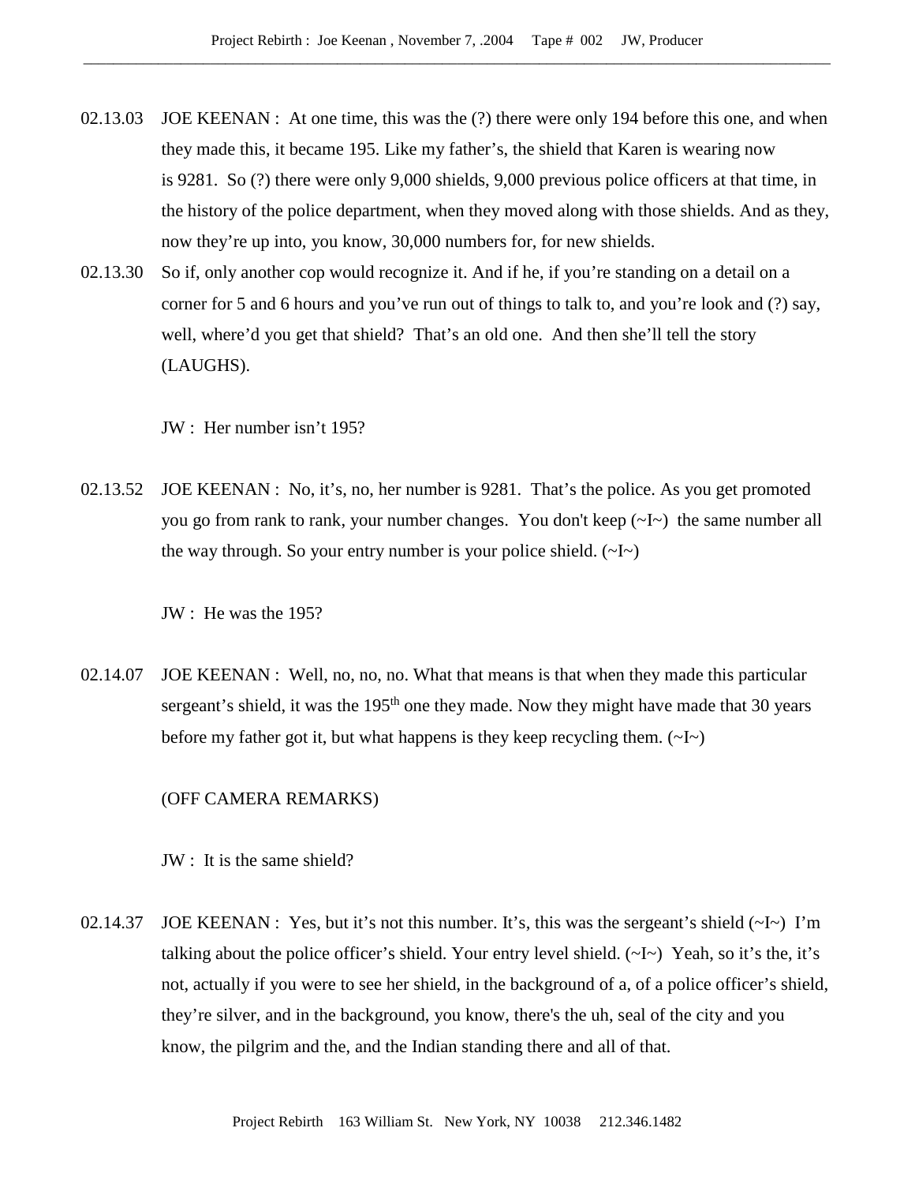02.13.03 JOE KEENAN : At one time, this was the (?) there were only 194 before this one, and when they made this, it became 195. Like my father's, the shield that Karen is wearing now is 9281. So (?) there were only 9,000 shields, 9,000 previous police officers at that time, in the history of the police department, when they moved along with those shields. And as they, now they're up into, you know, 30,000 numbers for, for new shields.

02.13.30 So if, only another cop would recognize it. And if he, if you're standing on a detail on a corner for 5 and 6 hours and you've run out of things to talk to, and you're look and (?) say, well, where'd you get that shield? That's an old one. And then she'll tell the story (LAUGHS).

JW : Her number isn't 195?

02.13.52 JOE KEENAN : No, it's, no, her number is 9281. That's the police. As you get promoted you go from rank to rank, your number changes. You don't keep (~I~) the same number all the way through. So your entry number is your police shield. (~I~)

JW : He was the 195?

02.14.07 JOE KEENAN : Well, no, no, no. What that means is that when they made this particular sergeant's shield, it was the 195th one they made. Now they might have made that 30 years before my father got it, but what happens is they keep recycling them. (~I~)

(OFF CAMERA REMARKS)

JW : It is the same shield?

02.14.37 JOE KEENAN : Yes, but it's not this number. It's, this was the sergeant's shield (~I~) I'm talking about the police officer's shield. Your entry level shield. (~I~) Yeah, so it's the, it's not, actually if you were to see her shield, in the background of a, of a police officer's shield, they're silver, and in the background, you know, there's the uh, seal of the city and you know, the pilgrim and the, and the Indian standing there and all of that.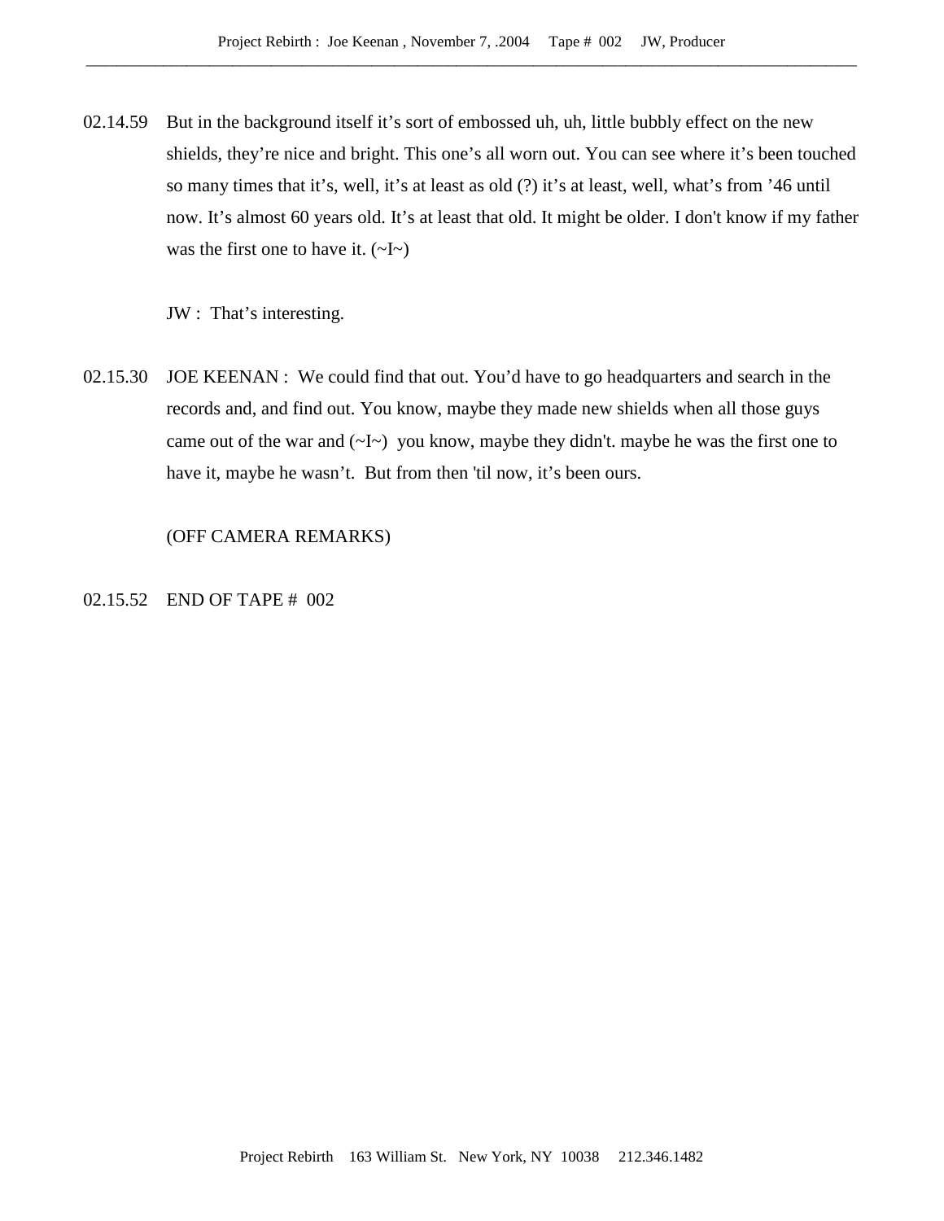02.14.59 But in the background itself it's sort of embossed uh, uh, little bubbly effect on the new shields, they're nice and bright. This one's all worn out. You can see where it's been touched so many times that it's, well, it's at least as old (?) it's at least, well, what's from '46 until now. It's almost 60 years old. It's at least that old. It might be older. I don't know if my father was the first one to have it. (~I~)

JW : That's interesting.

02.15.30 JOE KEENAN : We could find that out. You'd have to go headquarters and search in the records and, and find out. You know, maybe they made new shields when all those guys came out of the war and (~I~) you know, maybe they didn't. maybe he was the first one to have it, maybe he wasn't. But from then 'til now, it's been ours.

(OFF CAMERA REMARKS)

02.15.52 END OF TAPE # 002